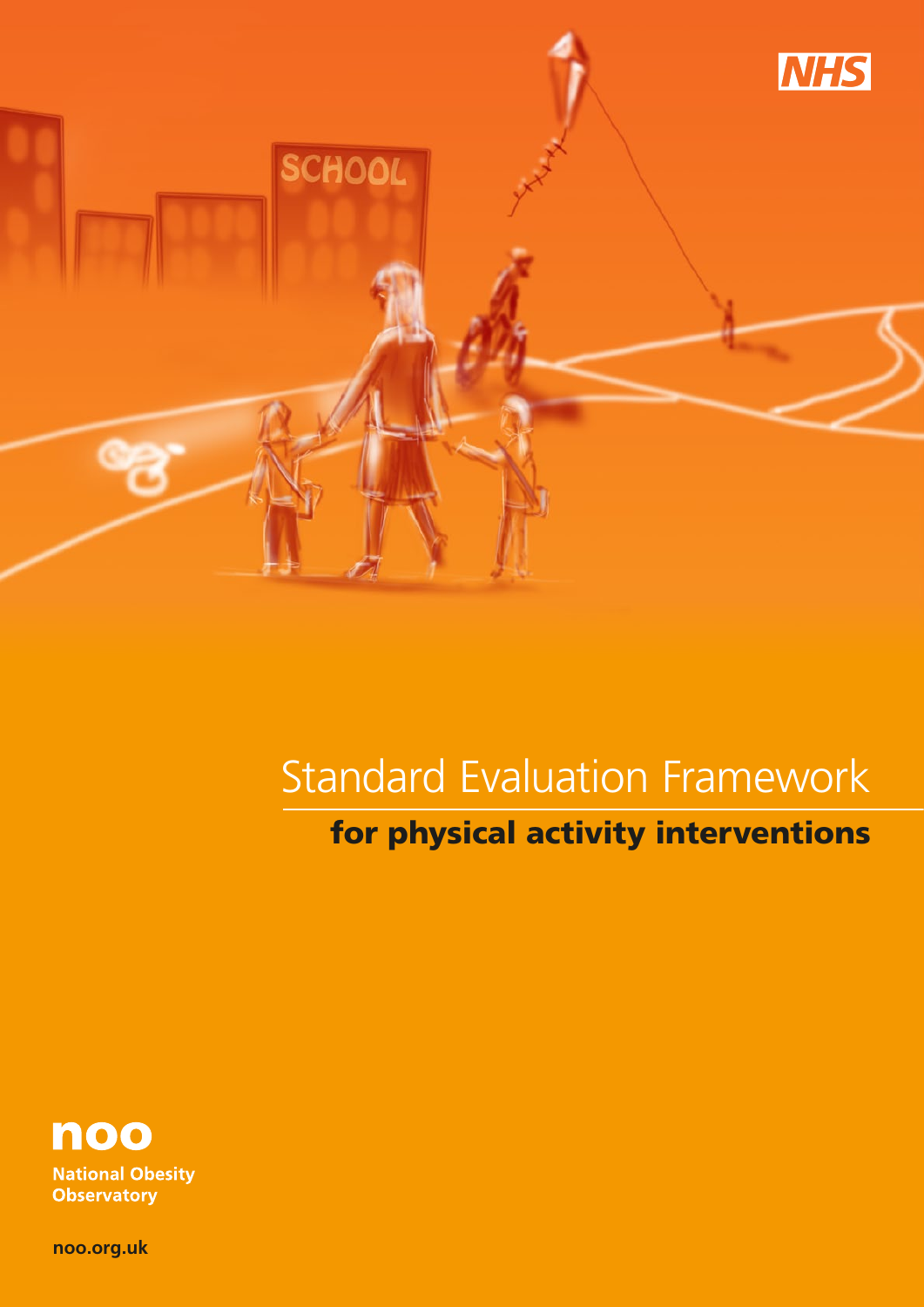NHS

# Standard Evaluation Framework

## for physical activity interventions

**noo**

**National Obesity Observatory**

**noo.org.uk**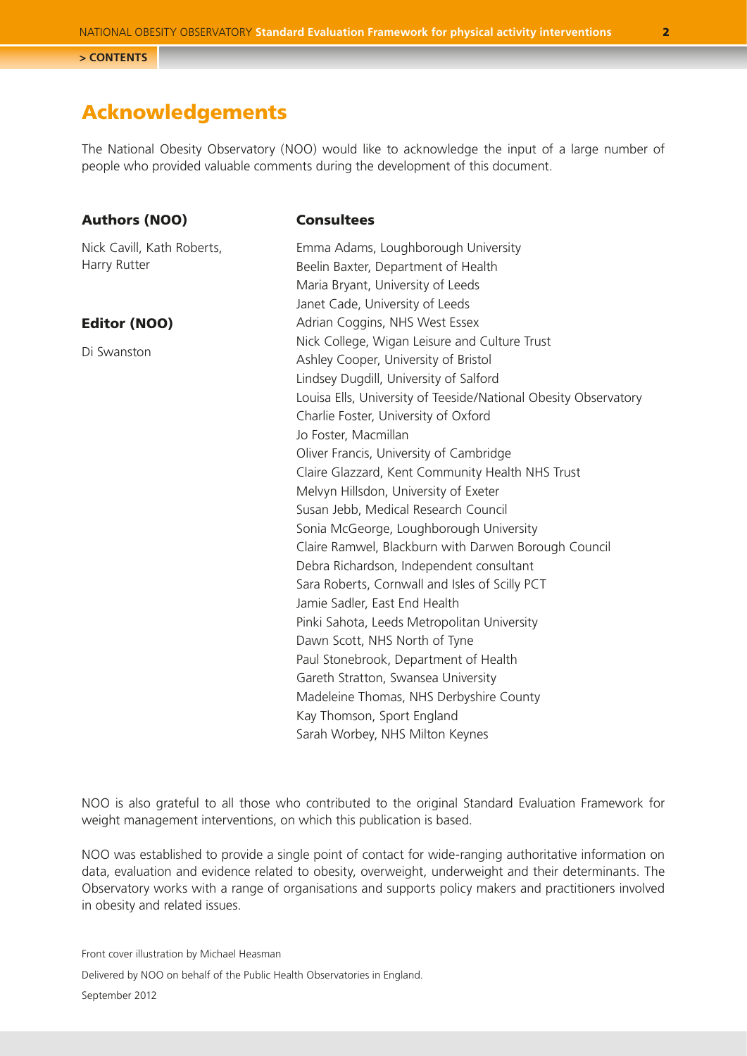## Acknowledgements

The National Obesity Observatory (NOO) would like to acknowledge the input of a large number of people who provided valuable comments during the development of this document.

### Authors (NOO)

Nick Cavill, Kath Roberts, Harry Rutter

### Editor (NOO)

Di Swanston

### Consultees

Emma Adams, Loughborough University
Beelin Baxter, Department of Health
Maria Bryant, University of Leeds
Janet Cade, University of Leeds
Adrian Coggins, NHS West Essex
Nick College, Wigan Leisure and Culture Trust
Ashley Cooper, University of Bristol
Lindsey Dugdill, University of Salford
Louisa Ells, University of Teeside/National Obesity Observatory
Charlie Foster, University of Oxford
Jo Foster, Macmillan
Oliver Francis, University of Cambridge
Claire Glazzard, Kent Community Health NHS Trust
Melvyn Hillsdon, University of Exeter
Susan Jebb, Medical Research Council
Sonia McGeorge, Loughborough University
Claire Ramwel, Blackburn with Darwen Borough Council
Debra Richardson, Independent consultant
Sara Roberts, Cornwall and Isles of Scilly PCT
Jamie Sadler, East End Health
Pinki Sahota, Leeds Metropolitan University
Dawn Scott, NHS North of Tyne
Paul Stonebrook, Department of Health
Gareth Stratton, Swansea University
Madeleine Thomas, NHS Derbyshire County
Kay Thomson, Sport England
Sarah Worbey, NHS Milton Keynes

NOO is also grateful to all those who contributed to the original Standard Evaluation Framework for weight management interventions, on which this publication is based.

NOO was established to provide a single point of contact for wide-ranging authoritative information on data, evaluation and evidence related to obesity, overweight, underweight and their determinants. The Observatory works with a range of organisations and supports policy makers and practitioners involved in obesity and related issues.

Front cover illustration by Michael Heasman

Delivered by NOO on behalf of the Public Health Observatories in England.

September 2012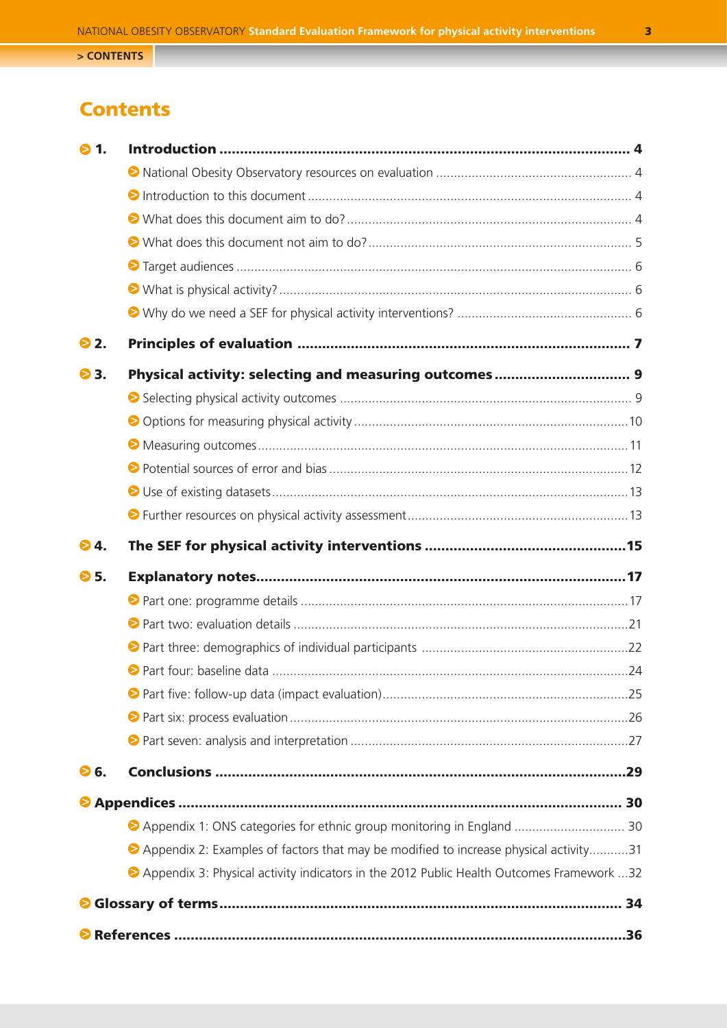# Contents

1. **Introduction** 4
   - National Obesity Observatory resources on evaluation 4
   - Introduction to this document 4
   - What does this document aim to do? 4
   - What does this document not aim to do? 5
   - Target audiences 6
   - What is physical activity? 6
   - Why do we need a SEF for physical activity interventions? 6
2. **Principles of evaluation** 7
3. **Physical activity: selecting and measuring outcomes** 9
   - Selecting physical activity outcomes 9
   - Options for measuring physical activity 10
   - Measuring outcomes 11
   - Potential sources of error and bias 12
   - Use of existing datasets 13
   - Further resources on physical activity assessment 13
4. **The SEF for physical activity interventions** 15
5. **Explanatory notes** 17
   - Part one: programme details 17
   - Part two: evaluation details 21
   - Part three: demographics of individual participants 22
   - Part four: baseline data 24
   - Part five: follow-up data (impact evaluation) 25
   - Part six: process evaluation 26
   - Part seven: analysis and interpretation 27
6. **Conclusions** 29

**Appendices** 30
- Appendix 1: ONS categories for ethnic group monitoring in England 30
- Appendix 2: Examples of factors that may be modified to increase physical activity 31
- Appendix 3: Physical activity indicators in the 2012 Public Health Outcomes Framework 32

**Glossary of terms** 34

**References** 36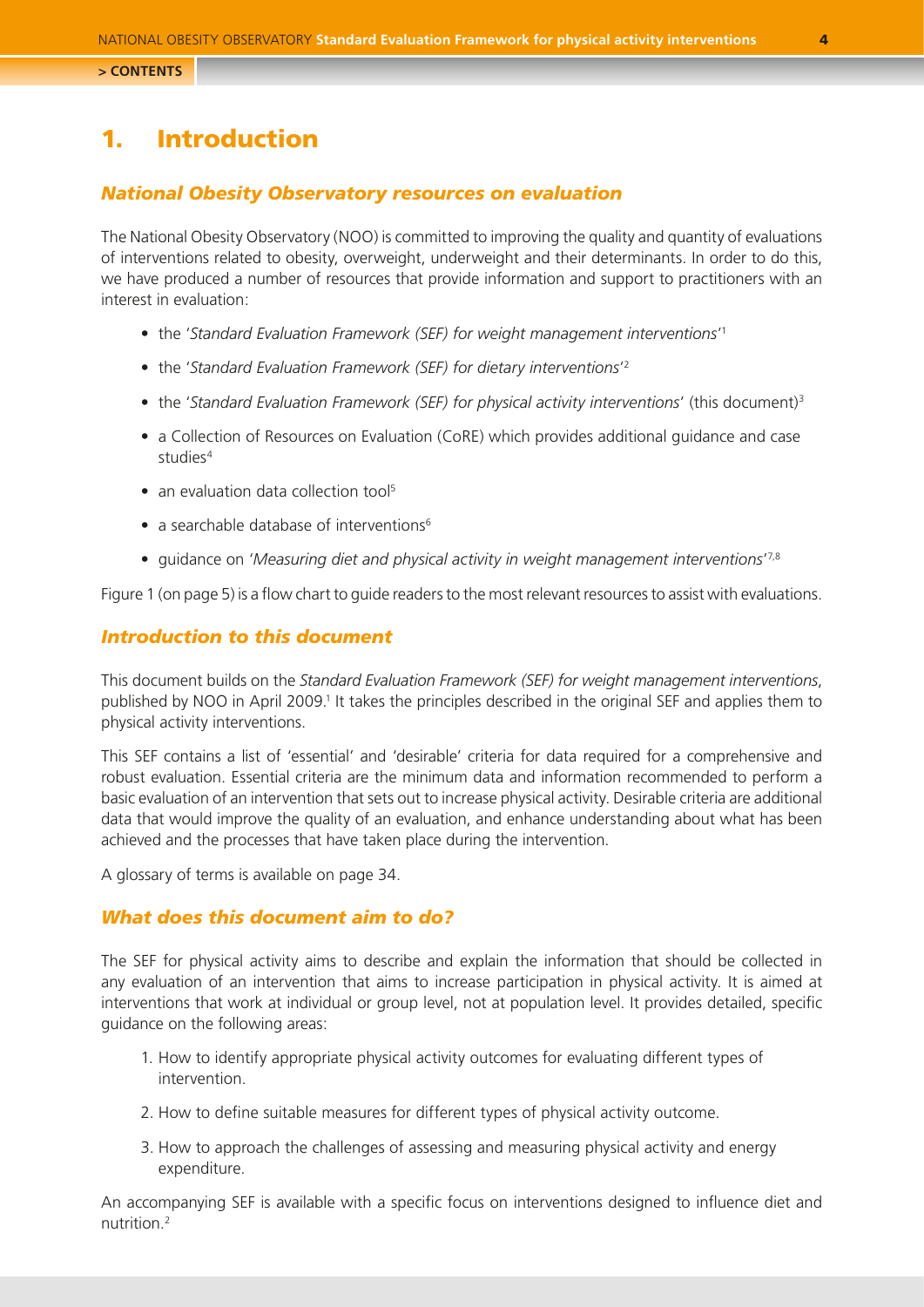# 1. Introduction

## *National Obesity Observatory resources on evaluation*

The National Obesity Observatory (NOO) is committed to improving the quality and quantity of evaluations of interventions related to obesity, overweight, underweight and their determinants. In order to do this, we have produced a number of resources that provide information and support to practitioners with an interest in evaluation:

- the '*Standard Evaluation Framework (SEF) for weight management interventions*'[1]
- the '*Standard Evaluation Framework (SEF) for dietary interventions*'[2]
- the '*Standard Evaluation Framework (SEF) for physical activity interventions*' (this document)[3]
- a Collection of Resources on Evaluation (CoRE) which provides additional guidance and case studies[4]
- an evaluation data collection tool[5]
- a searchable database of interventions[6]
- guidance on '*Measuring diet and physical activity in weight management interventions*'[7,8]

Figure 1 (on page 5) is a flow chart to guide readers to the most relevant resources to assist with evaluations.

## *Introduction to this document*

This document builds on the *Standard Evaluation Framework (SEF) for weight management interventions*, published by NOO in April 2009.[1] It takes the principles described in the original SEF and applies them to physical activity interventions.

This SEF contains a list of 'essential' and 'desirable' criteria for data required for a comprehensive and robust evaluation. Essential criteria are the minimum data and information recommended to perform a basic evaluation of an intervention that sets out to increase physical activity. Desirable criteria are additional data that would improve the quality of an evaluation, and enhance understanding about what has been achieved and the processes that have taken place during the intervention.

A glossary of terms is available on page 34.

## *What does this document aim to do?*

The SEF for physical activity aims to describe and explain the information that should be collected in any evaluation of an intervention that aims to increase participation in physical activity. It is aimed at interventions that work at individual or group level, not at population level. It provides detailed, specific guidance on the following areas:

1. How to identify appropriate physical activity outcomes for evaluating different types of intervention.
2. How to define suitable measures for different types of physical activity outcome.
3. How to approach the challenges of assessing and measuring physical activity and energy expenditure.

An accompanying SEF is available with a specific focus on interventions designed to influence diet and nutrition.[2]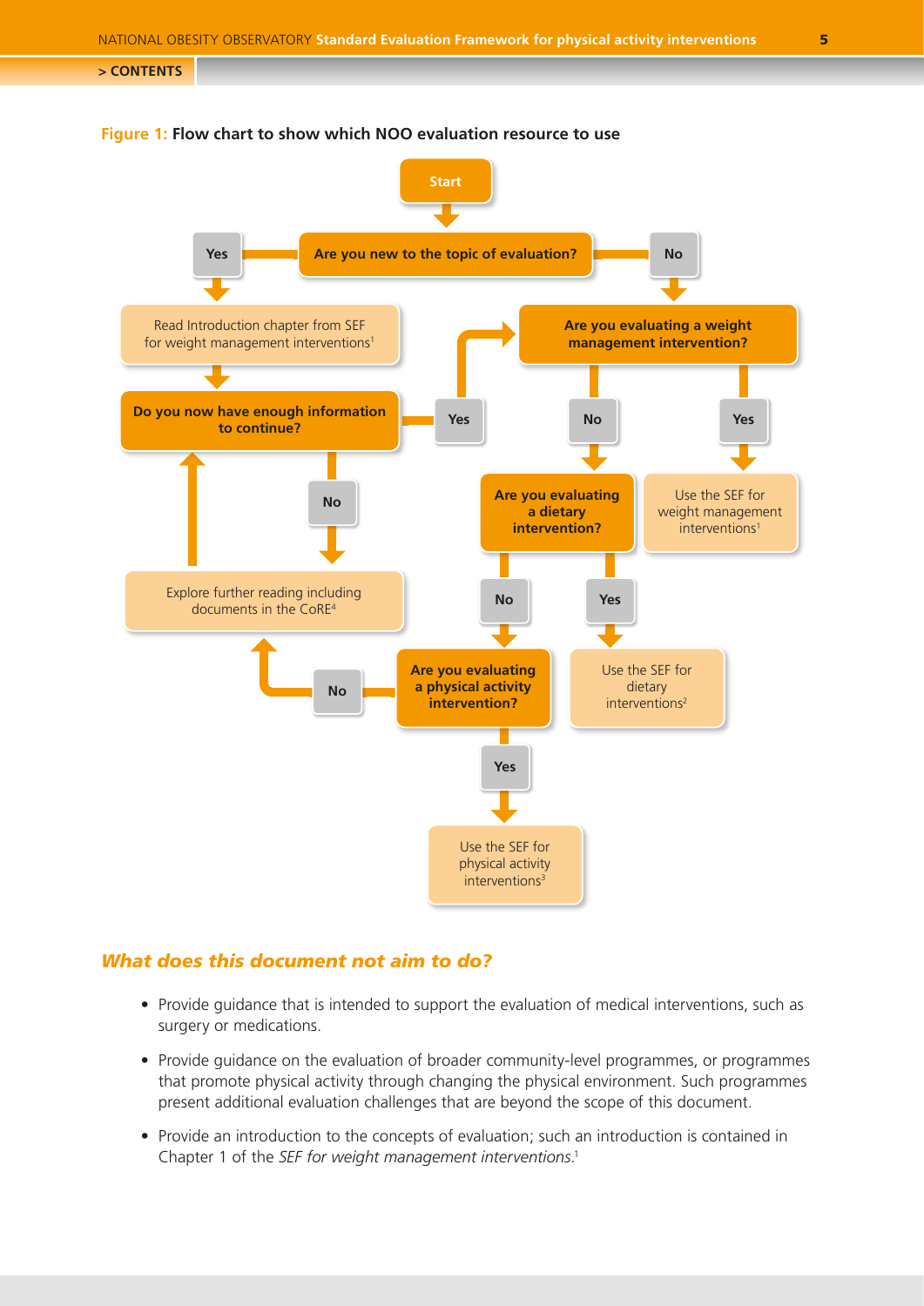**Figure 1:** **Flow chart to show which NOO evaluation resource to use**

- **Start**
- **Are you new to the topic of evaluation?**
  - **Yes** → Read Introduction chapter from SEF for weight management interventions[1]
    - **Do you now have enough information to continue?**
      - **Yes** → go to "Are you evaluating a weight management intervention?"
      - **No** → Explore further reading including documents in the CoRE[4] → return to "Do you now have enough information to continue?"
  - **No** → **Are you evaluating a weight management intervention?**
    - **Yes** → Use the SEF for weight management interventions[1]
    - **No** → **Are you evaluating a dietary intervention?**
      - **Yes** → Use the SEF for dietary interventions[2]
      - **No** → **Are you evaluating a physical activity intervention?**
        - **Yes** → Use the SEF for physical activity interventions[3]
        - **No** → Explore further reading including documents in the CoRE[4]

## *What does this document not aim to do?*

- Provide guidance that is intended to support the evaluation of medical interventions, such as surgery or medications.
- Provide guidance on the evaluation of broader community-level programmes, or programmes that promote physical activity through changing the physical environment. Such programmes present additional evaluation challenges that are beyond the scope of this document.
- Provide an introduction to the concepts of evaluation; such an introduction is contained in Chapter 1 of the *SEF for weight management interventions*.[1]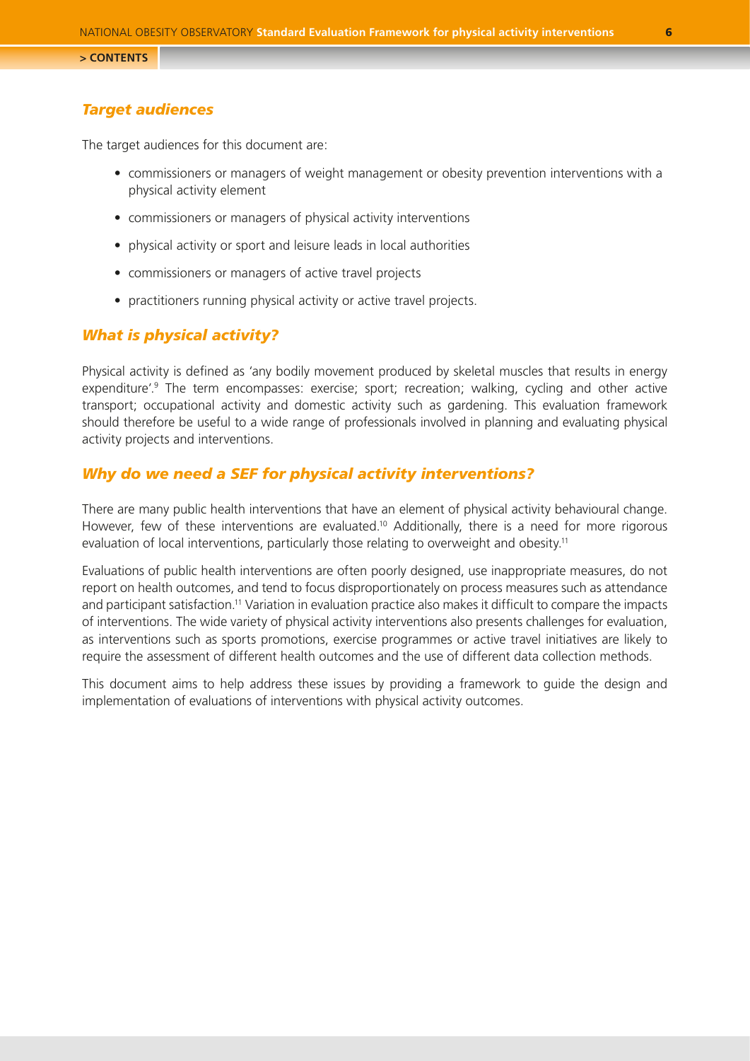## *Target audiences*

The target audiences for this document are:

- commissioners or managers of weight management or obesity prevention interventions with a physical activity element
- commissioners or managers of physical activity interventions
- physical activity or sport and leisure leads in local authorities
- commissioners or managers of active travel projects
- practitioners running physical activity or active travel projects.

## *What is physical activity?*

Physical activity is defined as 'any bodily movement produced by skeletal muscles that results in energy expenditure'.[9] The term encompasses: exercise; sport; recreation; walking, cycling and other active transport; occupational activity and domestic activity such as gardening. This evaluation framework should therefore be useful to a wide range of professionals involved in planning and evaluating physical activity projects and interventions.

## *Why do we need a SEF for physical activity interventions?*

There are many public health interventions that have an element of physical activity behavioural change. However, few of these interventions are evaluated.[10] Additionally, there is a need for more rigorous evaluation of local interventions, particularly those relating to overweight and obesity.[11]

Evaluations of public health interventions are often poorly designed, use inappropriate measures, do not report on health outcomes, and tend to focus disproportionately on process measures such as attendance and participant satisfaction.[11] Variation in evaluation practice also makes it difficult to compare the impacts of interventions. The wide variety of physical activity interventions also presents challenges for evaluation, as interventions such as sports promotions, exercise programmes or active travel initiatives are likely to require the assessment of different health outcomes and the use of different data collection methods.

This document aims to help address these issues by providing a framework to guide the design and implementation of evaluations of interventions with physical activity outcomes.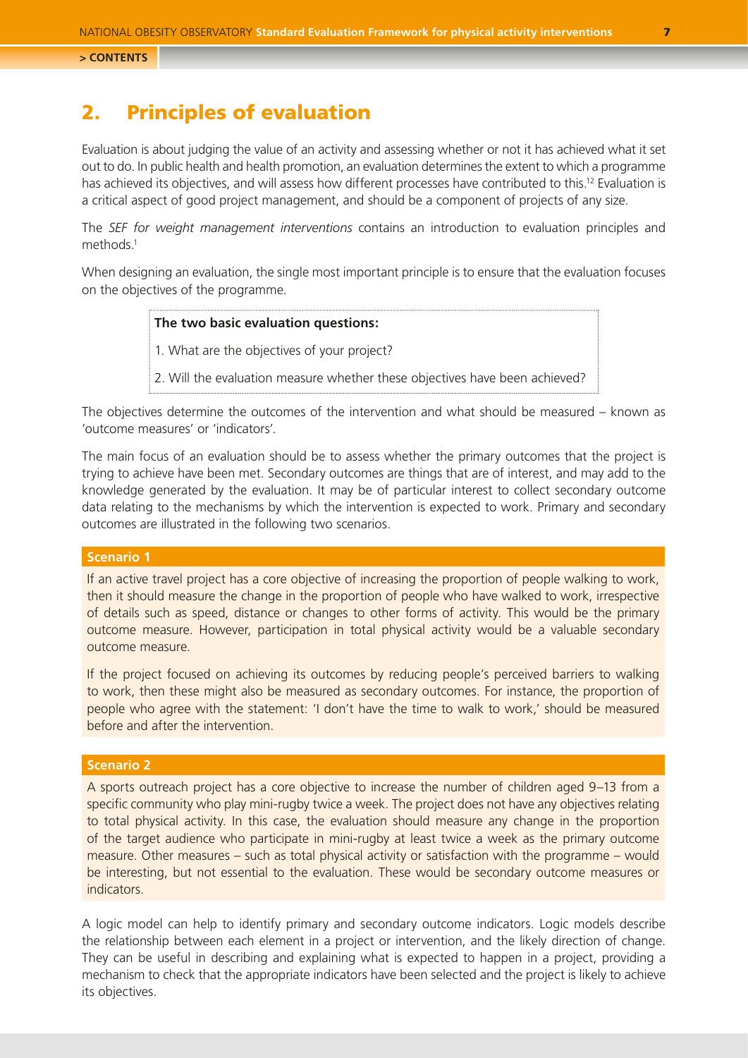## 2. Principles of evaluation

Evaluation is about judging the value of an activity and assessing whether or not it has achieved what it set out to do. In public health and health promotion, an evaluation determines the extent to which a programme has achieved its objectives, and will assess how different processes have contributed to this.[12] Evaluation is a critical aspect of good project management, and should be a component of projects of any size.

The *SEF for weight management interventions* contains an introduction to evaluation principles and methods.[1]

When designing an evaluation, the single most important principle is to ensure that the evaluation focuses on the objectives of the programme.

> **The two basic evaluation questions:**
>
> 1. What are the objectives of your project?
> 2. Will the evaluation measure whether these objectives have been achieved?

The objectives determine the outcomes of the intervention and what should be measured – known as 'outcome measures' or 'indicators'.

The main focus of an evaluation should be to assess whether the primary outcomes that the project is trying to achieve have been met. Secondary outcomes are things that are of interest, and may add to the knowledge generated by the evaluation. It may be of particular interest to collect secondary outcome data relating to the mechanisms by which the intervention is expected to work. Primary and secondary outcomes are illustrated in the following two scenarios.

**Scenario 1**

If an active travel project has a core objective of increasing the proportion of people walking to work, then it should measure the change in the proportion of people who have walked to work, irrespective of details such as speed, distance or changes to other forms of activity. This would be the primary outcome measure. However, participation in total physical activity would be a valuable secondary outcome measure.

If the project focused on achieving its outcomes by reducing people's perceived barriers to walking to work, then these might also be measured as secondary outcomes. For instance, the proportion of people who agree with the statement: 'I don't have the time to walk to work,' should be measured before and after the intervention.

**Scenario 2**

A sports outreach project has a core objective to increase the number of children aged 9–13 from a specific community who play mini-rugby twice a week. The project does not have any objectives relating to total physical activity. In this case, the evaluation should measure any change in the proportion of the target audience who participate in mini-rugby at least twice a week as the primary outcome measure. Other measures – such as total physical activity or satisfaction with the programme – would be interesting, but not essential to the evaluation. These would be secondary outcome measures or indicators.

A logic model can help to identify primary and secondary outcome indicators. Logic models describe the relationship between each element in a project or intervention, and the likely direction of change. They can be useful in describing and explaining what is expected to happen in a project, providing a mechanism to check that the appropriate indicators have been selected and the project is likely to achieve its objectives.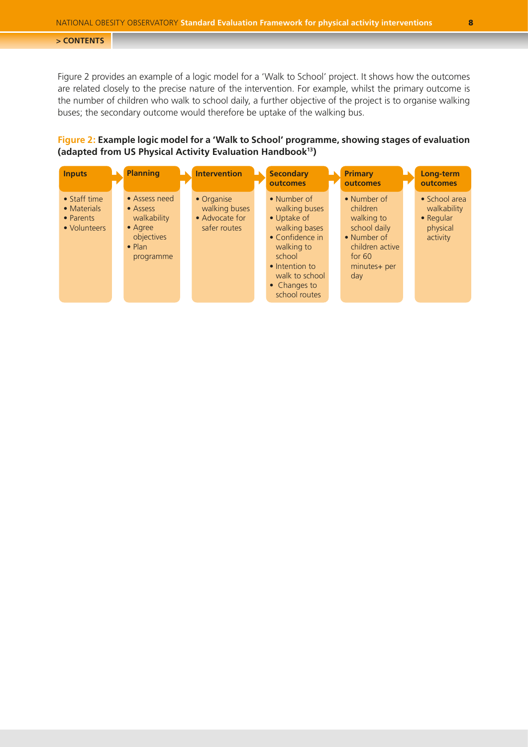Figure 2 provides an example of a logic model for a 'Walk to School' project. It shows how the outcomes are related closely to the precise nature of the intervention. For example, whilst the primary outcome is the number of children who walk to school daily, a further objective of the project is to organise walking buses; the secondary outcome would therefore be uptake of the walking bus.

**Figure 2: Example logic model for a 'Walk to School' programme, showing stages of evaluation (adapted from US Physical Activity Evaluation Handbook[13])**

| Inputs | Planning | Intervention | Secondary outcomes | Primary outcomes | Long-term outcomes |
|---|---|---|---|---|---|
| • Staff time<br>• Materials<br>• Parents<br>• Volunteers | • Assess need<br>• Assess walkability<br>• Agree objectives<br>• Plan programme | • Organise walking buses<br>• Advocate for safer routes | • Number of walking buses<br>• Uptake of walking bases<br>• Confidence in walking to school<br>• Intention to walk to school<br>• Changes to school routes | • Number of children walking to school daily<br>• Number of children active for 60 minutes+ per day | • School area walkability<br>• Regular physical activity |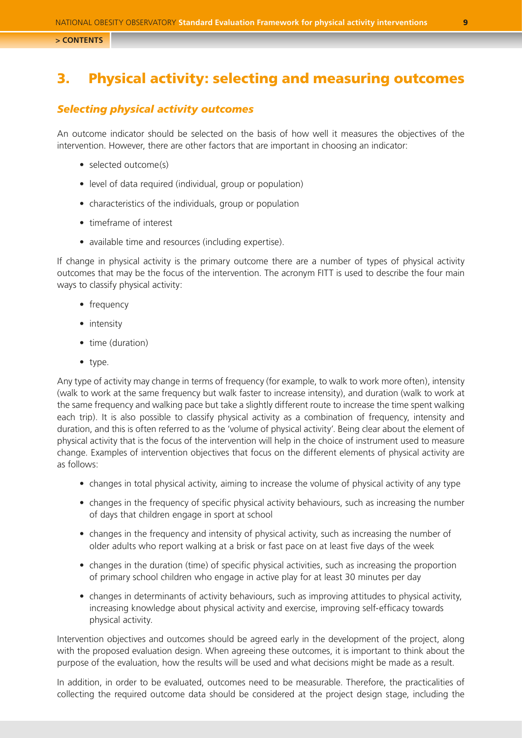## 3. Physical activity: selecting and measuring outcomes

### *Selecting physical activity outcomes*

An outcome indicator should be selected on the basis of how well it measures the objectives of the intervention. However, there are other factors that are important in choosing an indicator:

- selected outcome(s)
- level of data required (individual, group or population)
- characteristics of the individuals, group or population
- timeframe of interest
- available time and resources (including expertise).

If change in physical activity is the primary outcome there are a number of types of physical activity outcomes that may be the focus of the intervention. The acronym FITT is used to describe the four main ways to classify physical activity:

- frequency
- intensity
- time (duration)
- type.

Any type of activity may change in terms of frequency (for example, to walk to work more often), intensity (walk to work at the same frequency but walk faster to increase intensity), and duration (walk to work at the same frequency and walking pace but take a slightly different route to increase the time spent walking each trip). It is also possible to classify physical activity as a combination of frequency, intensity and duration, and this is often referred to as the 'volume of physical activity'. Being clear about the element of physical activity that is the focus of the intervention will help in the choice of instrument used to measure change. Examples of intervention objectives that focus on the different elements of physical activity are as follows:

- changes in total physical activity, aiming to increase the volume of physical activity of any type
- changes in the frequency of specific physical activity behaviours, such as increasing the number of days that children engage in sport at school
- changes in the frequency and intensity of physical activity, such as increasing the number of older adults who report walking at a brisk or fast pace on at least five days of the week
- changes in the duration (time) of specific physical activities, such as increasing the proportion of primary school children who engage in active play for at least 30 minutes per day
- changes in determinants of activity behaviours, such as improving attitudes to physical activity, increasing knowledge about physical activity and exercise, improving self-efficacy towards physical activity.

Intervention objectives and outcomes should be agreed early in the development of the project, along with the proposed evaluation design. When agreeing these outcomes, it is important to think about the purpose of the evaluation, how the results will be used and what decisions might be made as a result.

In addition, in order to be evaluated, outcomes need to be measurable. Therefore, the practicalities of collecting the required outcome data should be considered at the project design stage, including the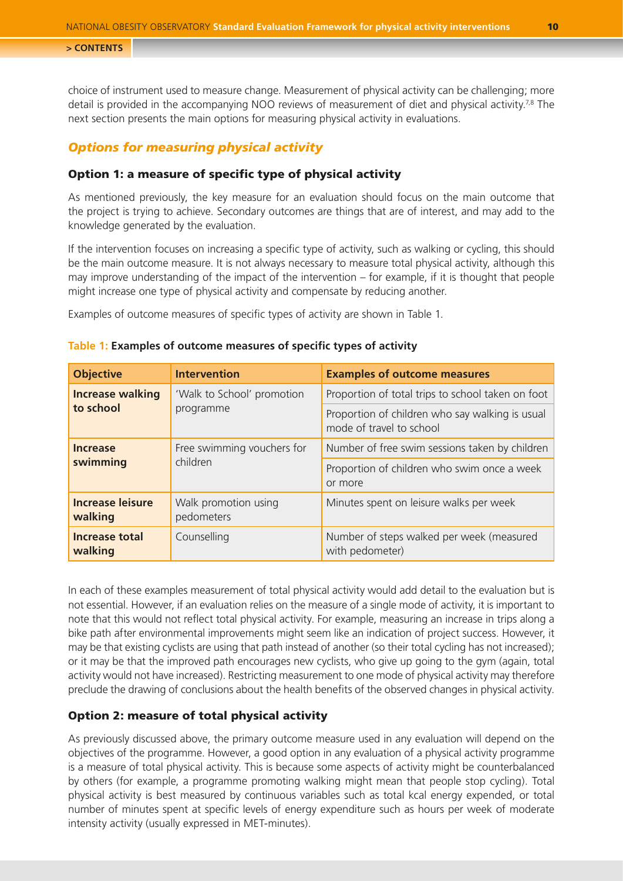choice of instrument used to measure change. Measurement of physical activity can be challenging; more detail is provided in the accompanying NOO reviews of measurement of diet and physical activity.[7,8] The next section presents the main options for measuring physical activity in evaluations.

## *Options for measuring physical activity*

### Option 1: a measure of specific type of physical activity

As mentioned previously, the key measure for an evaluation should focus on the main outcome that the project is trying to achieve. Secondary outcomes are things that are of interest, and may add to the knowledge generated by the evaluation.

If the intervention focuses on increasing a specific type of activity, such as walking or cycling, this should be the main outcome measure. It is not always necessary to measure total physical activity, although this may improve understanding of the impact of the intervention – for example, if it is thought that people might increase one type of physical activity and compensate by reducing another.

Examples of outcome measures of specific types of activity are shown in Table 1.

**Table 1: Examples of outcome measures of specific types of activity**

| Objective | Intervention | Examples of outcome measures |
|---|---|---|
| **Increase walking to school** | 'Walk to School' promotion programme | Proportion of total trips to school taken on foot |
| | | Proportion of children who say walking is usual mode of travel to school |
| **Increase swimming** | Free swimming vouchers for children | Number of free swim sessions taken by children |
| | | Proportion of children who swim once a week or more |
| **Increase leisure walking** | Walk promotion using pedometers | Minutes spent on leisure walks per week |
| **Increase total walking** | Counselling | Number of steps walked per week (measured with pedometer) |

In each of these examples measurement of total physical activity would add detail to the evaluation but is not essential. However, if an evaluation relies on the measure of a single mode of activity, it is important to note that this would not reflect total physical activity. For example, measuring an increase in trips along a bike path after environmental improvements might seem like an indication of project success. However, it may be that existing cyclists are using that path instead of another (so their total cycling has not increased); or it may be that the improved path encourages new cyclists, who give up going to the gym (again, total activity would not have increased). Restricting measurement to one mode of physical activity may therefore preclude the drawing of conclusions about the health benefits of the observed changes in physical activity.

### Option 2: measure of total physical activity

As previously discussed above, the primary outcome measure used in any evaluation will depend on the objectives of the programme. However, a good option in any evaluation of a physical activity programme is a measure of total physical activity. This is because some aspects of activity might be counterbalanced by others (for example, a programme promoting walking might mean that people stop cycling). Total physical activity is best measured by continuous variables such as total kcal energy expended, or total number of minutes spent at specific levels of energy expenditure such as hours per week of moderate intensity activity (usually expressed in MET-minutes).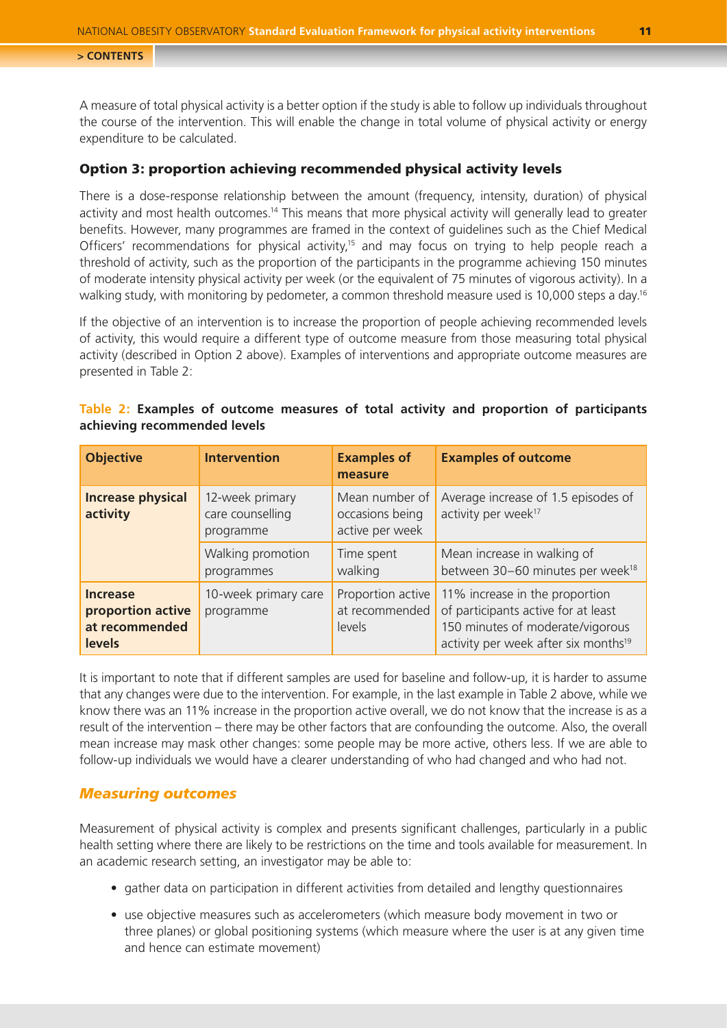A measure of total physical activity is a better option if the study is able to follow up individuals throughout the course of the intervention. This will enable the change in total volume of physical activity or energy expenditure to be calculated.

### Option 3: proportion achieving recommended physical activity levels

There is a dose-response relationship between the amount (frequency, intensity, duration) of physical activity and most health outcomes.[14] This means that more physical activity will generally lead to greater benefits. However, many programmes are framed in the context of guidelines such as the Chief Medical Officers' recommendations for physical activity,[15] and may focus on trying to help people reach a threshold of activity, such as the proportion of the participants in the programme achieving 150 minutes of moderate intensity physical activity per week (or the equivalent of 75 minutes of vigorous activity). In a walking study, with monitoring by pedometer, a common threshold measure used is 10,000 steps a day.[16]

If the objective of an intervention is to increase the proportion of people achieving recommended levels of activity, this would require a different type of outcome measure from those measuring total physical activity (described in Option 2 above). Examples of interventions and appropriate outcome measures are presented in Table 2:

**Table 2: Examples of outcome measures of total activity and proportion of participants achieving recommended levels**

| Objective | Intervention | Examples of measure | Examples of outcome |
|---|---|---|---|
| **Increase physical activity** | 12-week primary care counselling programme | Mean number of occasions being active per week | Average increase of 1.5 episodes of activity per week[17] |
| | Walking promotion programmes | Time spent walking | Mean increase in walking of between 30–60 minutes per week[18] |
| **Increase proportion active at recommended levels** | 10-week primary care programme | Proportion active at recommended levels | 11% increase in the proportion of participants active for at least 150 minutes of moderate/vigorous activity per week after six months[19] |

It is important to note that if different samples are used for baseline and follow-up, it is harder to assume that any changes were due to the intervention. For example, in the last example in Table 2 above, while we know there was an 11% increase in the proportion active overall, we do not know that the increase is as a result of the intervention – there may be other factors that are confounding the outcome. Also, the overall mean increase may mask other changes: some people may be more active, others less. If we are able to follow-up individuals we would have a clearer understanding of who had changed and who had not.

## *Measuring outcomes*

Measurement of physical activity is complex and presents significant challenges, particularly in a public health setting where there are likely to be restrictions on the time and tools available for measurement. In an academic research setting, an investigator may be able to:

- gather data on participation in different activities from detailed and lengthy questionnaires
- use objective measures such as accelerometers (which measure body movement in two or three planes) or global positioning systems (which measure where the user is at any given time and hence can estimate movement)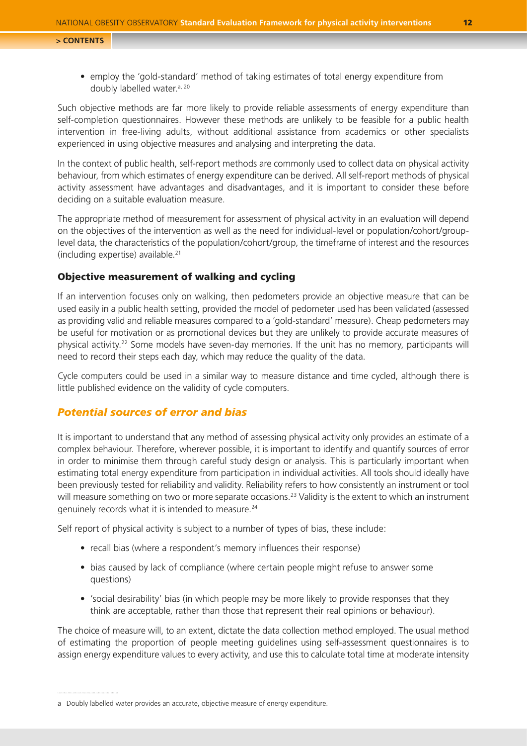- employ the 'gold-standard' method of taking estimates of total energy expenditure from doubly labelled water.[a, 20]

Such objective methods are far more likely to provide reliable assessments of energy expenditure than self-completion questionnaires. However these methods are unlikely to be feasible for a public health intervention in free-living adults, without additional assistance from academics or other specialists experienced in using objective measures and analysing and interpreting the data.

In the context of public health, self-report methods are commonly used to collect data on physical activity behaviour, from which estimates of energy expenditure can be derived. All self-report methods of physical activity assessment have advantages and disadvantages, and it is important to consider these before deciding on a suitable evaluation measure.

The appropriate method of measurement for assessment of physical activity in an evaluation will depend on the objectives of the intervention as well as the need for individual-level or population/cohort/group-level data, the characteristics of the population/cohort/group, the timeframe of interest and the resources (including expertise) available.[21]

### Objective measurement of walking and cycling

If an intervention focuses only on walking, then pedometers provide an objective measure that can be used easily in a public health setting, provided the model of pedometer used has been validated (assessed as providing valid and reliable measures compared to a 'gold-standard' measure). Cheap pedometers may be useful for motivation or as promotional devices but they are unlikely to provide accurate measures of physical activity.[22] Some models have seven-day memories. If the unit has no memory, participants will need to record their steps each day, which may reduce the quality of the data.

Cycle computers could be used in a similar way to measure distance and time cycled, although there is little published evidence on the validity of cycle computers.

## *Potential sources of error and bias*

It is important to understand that any method of assessing physical activity only provides an estimate of a complex behaviour. Therefore, wherever possible, it is important to identify and quantify sources of error in order to minimise them through careful study design or analysis. This is particularly important when estimating total energy expenditure from participation in individual activities. All tools should ideally have been previously tested for reliability and validity. Reliability refers to how consistently an instrument or tool will measure something on two or more separate occasions.[23] Validity is the extent to which an instrument genuinely records what it is intended to measure.[24]

Self report of physical activity is subject to a number of types of bias, these include:

- recall bias (where a respondent's memory influences their response)
- bias caused by lack of compliance (where certain people might refuse to answer some questions)
- 'social desirability' bias (in which people may be more likely to provide responses that they think are acceptable, rather than those that represent their real opinions or behaviour).

The choice of measure will, to an extent, dictate the data collection method employed. The usual method of estimating the proportion of people meeting guidelines using self-assessment questionnaires is to assign energy expenditure values to every activity, and use this to calculate total time at moderate intensity

---

a Doubly labelled water provides an accurate, objective measure of energy expenditure.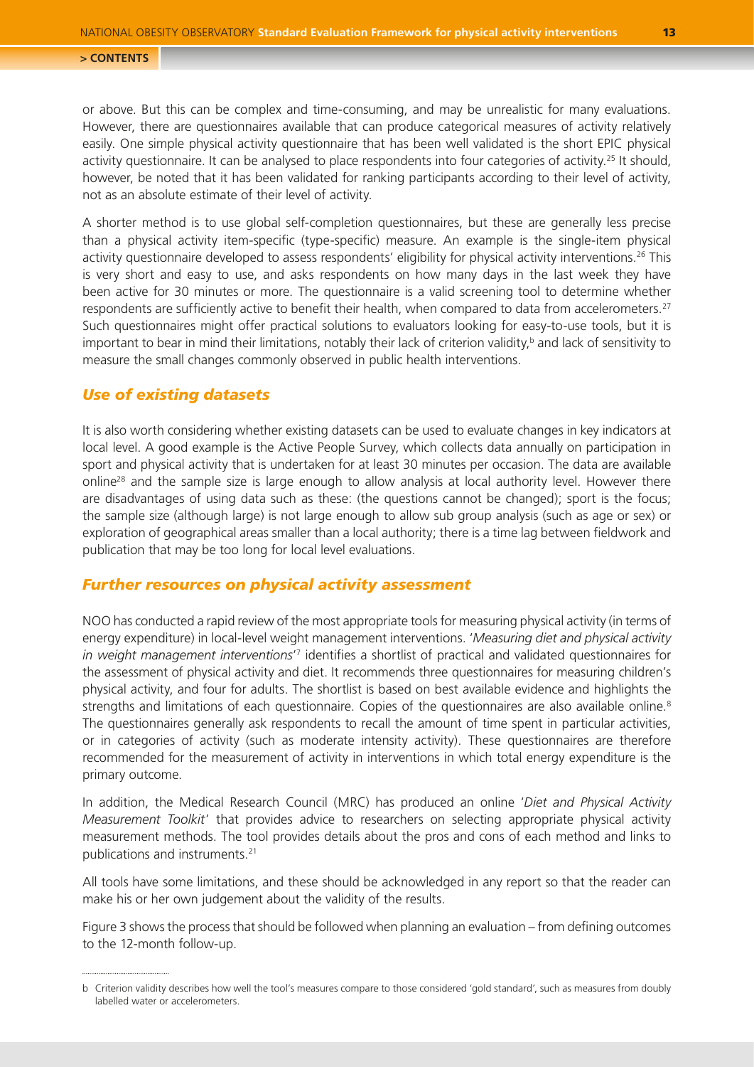or above. But this can be complex and time-consuming, and may be unrealistic for many evaluations. However, there are questionnaires available that can produce categorical measures of activity relatively easily. One simple physical activity questionnaire that has been well validated is the short EPIC physical activity questionnaire. It can be analysed to place respondents into four categories of activity.[25] It should, however, be noted that it has been validated for ranking participants according to their level of activity, not as an absolute estimate of their level of activity.

A shorter method is to use global self-completion questionnaires, but these are generally less precise than a physical activity item-specific (type-specific) measure. An example is the single-item physical activity questionnaire developed to assess respondents' eligibility for physical activity interventions.[26] This is very short and easy to use, and asks respondents on how many days in the last week they have been active for 30 minutes or more. The questionnaire is a valid screening tool to determine whether respondents are sufficiently active to benefit their health, when compared to data from accelerometers.[27] Such questionnaires might offer practical solutions to evaluators looking for easy-to-use tools, but it is important to bear in mind their limitations, notably their lack of criterion validity,[b] and lack of sensitivity to measure the small changes commonly observed in public health interventions.

### *Use of existing datasets*

It is also worth considering whether existing datasets can be used to evaluate changes in key indicators at local level. A good example is the Active People Survey, which collects data annually on participation in sport and physical activity that is undertaken for at least 30 minutes per occasion. The data are available online[28] and the sample size is large enough to allow analysis at local authority level. However there are disadvantages of using data such as these: (the questions cannot be changed); sport is the focus; the sample size (although large) is not large enough to allow sub group analysis (such as age or sex) or exploration of geographical areas smaller than a local authority; there is a time lag between fieldwork and publication that may be too long for local level evaluations.

### *Further resources on physical activity assessment*

NOO has conducted a rapid review of the most appropriate tools for measuring physical activity (in terms of energy expenditure) in local-level weight management interventions. '*Measuring diet and physical activity in weight management interventions*'[7] identifies a shortlist of practical and validated questionnaires for the assessment of physical activity and diet. It recommends three questionnaires for measuring children's physical activity, and four for adults. The shortlist is based on best available evidence and highlights the strengths and limitations of each questionnaire. Copies of the questionnaires are also available online.[8] The questionnaires generally ask respondents to recall the amount of time spent in particular activities, or in categories of activity (such as moderate intensity activity). These questionnaires are therefore recommended for the measurement of activity in interventions in which total energy expenditure is the primary outcome.

In addition, the Medical Research Council (MRC) has produced an online '*Diet and Physical Activity Measurement Toolkit*' that provides advice to researchers on selecting appropriate physical activity measurement methods. The tool provides details about the pros and cons of each method and links to publications and instruments.[21]

All tools have some limitations, and these should be acknowledged in any report so that the reader can make his or her own judgement about the validity of the results.

Figure 3 shows the process that should be followed when planning an evaluation – from defining outcomes to the 12-month follow-up.

---

b Criterion validity describes how well the tool's measures compare to those considered 'gold standard', such as measures from doubly labelled water or accelerometers.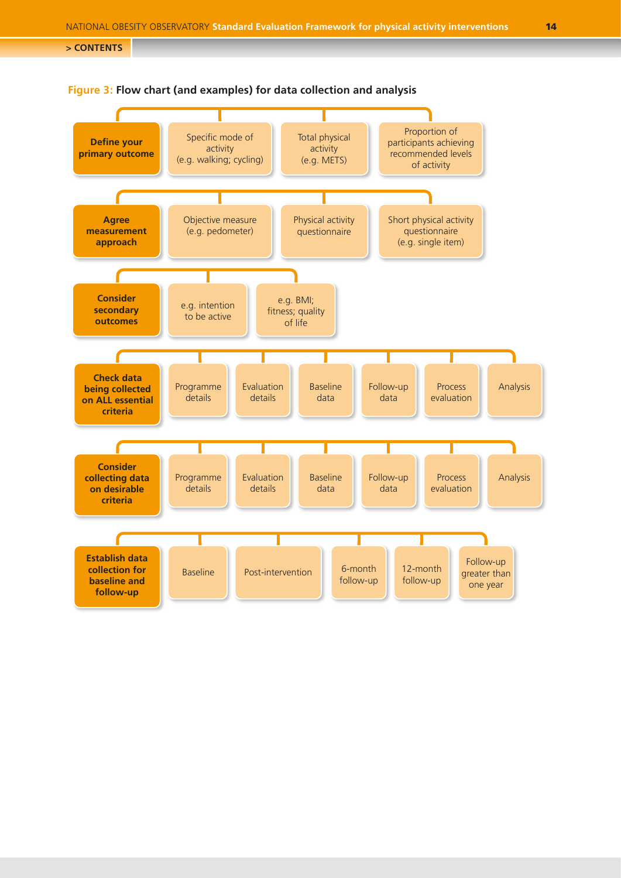**Figure 3:** Flow chart (and examples) for data collection and analysis

**Define your primary outcome**
- Specific mode of activity (e.g. walking; cycling)
- Total physical activity (e.g. METS)
- Proportion of participants achieving recommended levels of activity

**Agree measurement approach**
- Objective measure (e.g. pedometer)
- Physical activity questionnaire
- Short physical activity questionnaire (e.g. single item)

**Consider secondary outcomes**
- e.g. intention to be active
- e.g. BMI; fitness; quality of life

**Check data being collected on ALL essential criteria**
- Programme details
- Evaluation details
- Baseline data
- Follow-up data
- Process evaluation
- Analysis

**Consider collecting data on desirable criteria**
- Programme details
- Evaluation details
- Baseline data
- Follow-up data
- Process evaluation
- Analysis

**Establish data collection for baseline and follow-up**
- Baseline
- Post-intervention
- 6-month follow-up
- 12-month follow-up
- Follow-up greater than one year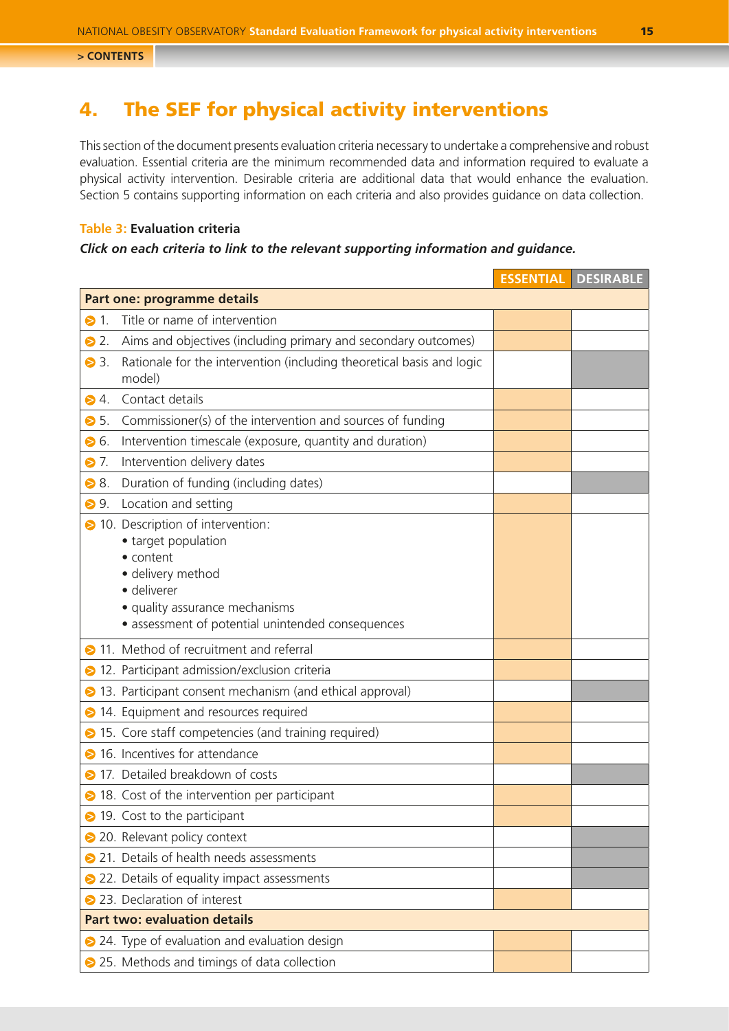# 4. The SEF for physical activity interventions

This section of the document presents evaluation criteria necessary to undertake a comprehensive and robust evaluation. Essential criteria are the minimum recommended data and information required to evaluate a physical activity intervention. Desirable criteria are additional data that would enhance the evaluation. Section 5 contains supporting information on each criteria and also provides guidance on data collection.

**Table 3: Evaluation criteria**

***Click on each criteria to link to the relevant supporting information and guidance.***

| | ESSENTIAL | DESIRABLE |
|---|---|---|
| **Part one: programme details** | | |
| 1. Title or name of intervention | ✓ | |
| 2. Aims and objectives (including primary and secondary outcomes) | ✓ | |
| 3. Rationale for the intervention (including theoretical basis and logic model) | | ✓ |
| 4. Contact details | ✓ | |
| 5. Commissioner(s) of the intervention and sources of funding | ✓ | |
| 6. Intervention timescale (exposure, quantity and duration) | ✓ | |
| 7. Intervention delivery dates | ✓ | |
| 8. Duration of funding (including dates) | | ✓ |
| 9. Location and setting | ✓ | |
| 10. Description of intervention:<br>• target population<br>• content<br>• delivery method<br>• deliverer<br>• quality assurance mechanisms<br>• assessment of potential unintended consequences | ✓ | |
| 11. Method of recruitment and referral | ✓ | |
| 12. Participant admission/exclusion criteria | ✓ | |
| 13. Participant consent mechanism (and ethical approval) | | ✓ |
| 14. Equipment and resources required | ✓ | |
| 15. Core staff competencies (and training required) | ✓ | |
| 16. Incentives for attendance | ✓ | |
| 17. Detailed breakdown of costs | | ✓ |
| 18. Cost of the intervention per participant | ✓ | |
| 19. Cost to the participant | ✓ | |
| 20. Relevant policy context | | ✓ |
| 21. Details of health needs assessments | | ✓ |
| 22. Details of equality impact assessments | | ✓ |
| 23. Declaration of interest | ✓ | |
| **Part two: evaluation details** | | |
| 24. Type of evaluation and evaluation design | ✓ | |
| 25. Methods and timings of data collection | ✓ | |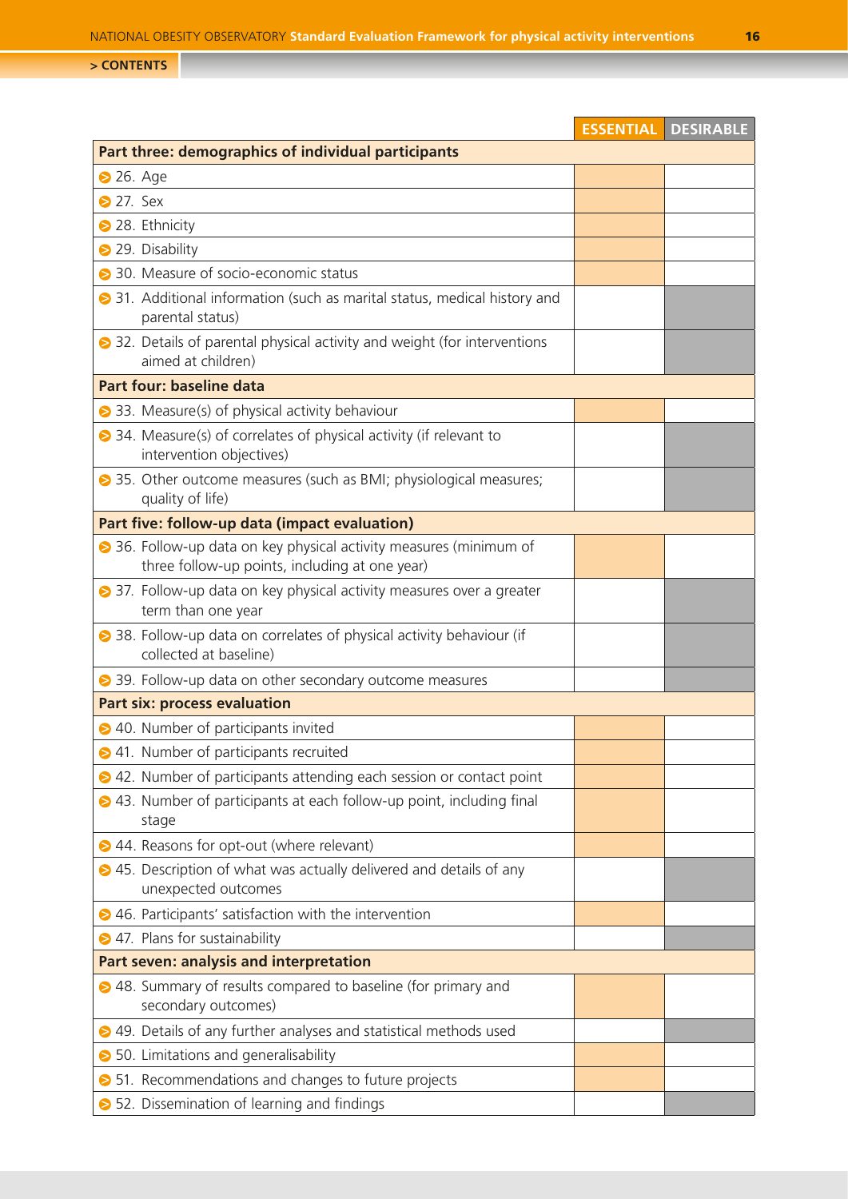| | ESSENTIAL | DESIRABLE |
|---|---|---|
| **Part three: demographics of individual participants** | | |
| 26. Age | ✓ | |
| 27. Sex | ✓ | |
| 28. Ethnicity | ✓ | |
| 29. Disability | ✓ | |
| 30. Measure of socio-economic status | ✓ | |
| 31. Additional information (such as marital status, medical history and parental status) | | ✓ |
| 32. Details of parental physical activity and weight (for interventions aimed at children) | | ✓ |
| **Part four: baseline data** | | |
| 33. Measure(s) of physical activity behaviour | ✓ | |
| 34. Measure(s) of correlates of physical activity (if relevant to intervention objectives) | | ✓ |
| 35. Other outcome measures (such as BMI; physiological measures; quality of life) | | ✓ |
| **Part five: follow-up data (impact evaluation)** | | |
| 36. Follow-up data on key physical activity measures (minimum of three follow-up points, including at one year) | ✓ | |
| 37. Follow-up data on key physical activity measures over a greater term than one year | | ✓ |
| 38. Follow-up data on correlates of physical activity behaviour (if collected at baseline) | | ✓ |
| 39. Follow-up data on other secondary outcome measures | | ✓ |
| **Part six: process evaluation** | | |
| 40. Number of participants invited | ✓ | |
| 41. Number of participants recruited | ✓ | |
| 42. Number of participants attending each session or contact point | ✓ | |
| 43. Number of participants at each follow-up point, including final stage | ✓ | |
| 44. Reasons for opt-out (where relevant) | ✓ | |
| 45. Description of what was actually delivered and details of any unexpected outcomes | | ✓ |
| 46. Participants' satisfaction with the intervention | ✓ | |
| 47. Plans for sustainability | | ✓ |
| **Part seven: analysis and interpretation** | | |
| 48. Summary of results compared to baseline (for primary and secondary outcomes) | ✓ | |
| 49. Details of any further analyses and statistical methods used | | ✓ |
| 50. Limitations and generalisability | ✓ | |
| 51. Recommendations and changes to future projects | ✓ | |
| 52. Dissemination of learning and findings | | ✓ |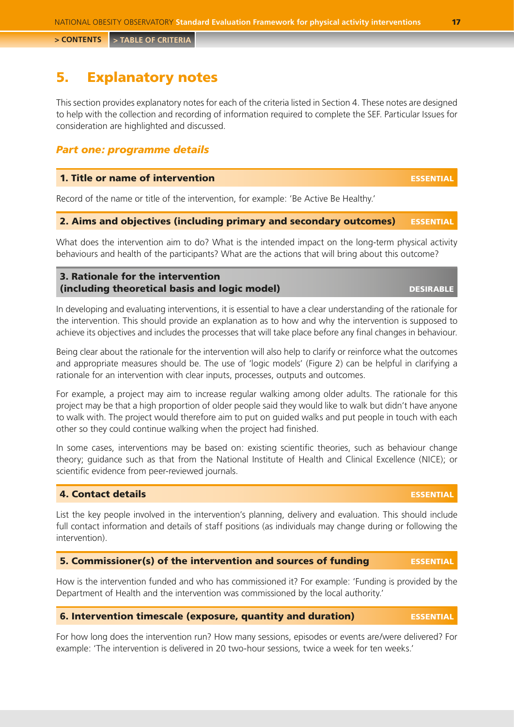# 5. Explanatory notes

This section provides explanatory notes for each of the criteria listed in Section 4. These notes are designed to help with the collection and recording of information required to complete the SEF. Particular Issues for consideration are highlighted and discussed.

## *Part one: programme details*

### 1. Title or name of intervention — ESSENTIAL

Record of the name or title of the intervention, for example: 'Be Active Be Healthy.'

### 2. Aims and objectives (including primary and secondary outcomes) — ESSENTIAL

What does the intervention aim to do? What is the intended impact on the long-term physical activity behaviours and health of the participants? What are the actions that will bring about this outcome?

### 3. Rationale for the intervention (including theoretical basis and logic model) — DESIRABLE

In developing and evaluating interventions, it is essential to have a clear understanding of the rationale for the intervention. This should provide an explanation as to how and why the intervention is supposed to achieve its objectives and includes the processes that will take place before any final changes in behaviour.

Being clear about the rationale for the intervention will also help to clarify or reinforce what the outcomes and appropriate measures should be. The use of 'logic models' (Figure 2) can be helpful in clarifying a rationale for an intervention with clear inputs, processes, outputs and outcomes.

For example, a project may aim to increase regular walking among older adults. The rationale for this project may be that a high proportion of older people said they would like to walk but didn't have anyone to walk with. The project would therefore aim to put on guided walks and put people in touch with each other so they could continue walking when the project had finished.

In some cases, interventions may be based on: existing scientific theories, such as behaviour change theory; guidance such as that from the National Institute of Health and Clinical Excellence (NICE); or scientific evidence from peer-reviewed journals.

### 4. Contact details — ESSENTIAL

List the key people involved in the intervention's planning, delivery and evaluation. This should include full contact information and details of staff positions (as individuals may change during or following the intervention).

### 5. Commissioner(s) of the intervention and sources of funding — ESSENTIAL

How is the intervention funded and who has commissioned it? For example: 'Funding is provided by the Department of Health and the intervention was commissioned by the local authority.'

### 6. Intervention timescale (exposure, quantity and duration) — ESSENTIAL

For how long does the intervention run? How many sessions, episodes or events are/were delivered? For example: 'The intervention is delivered in 20 two-hour sessions, twice a week for ten weeks.'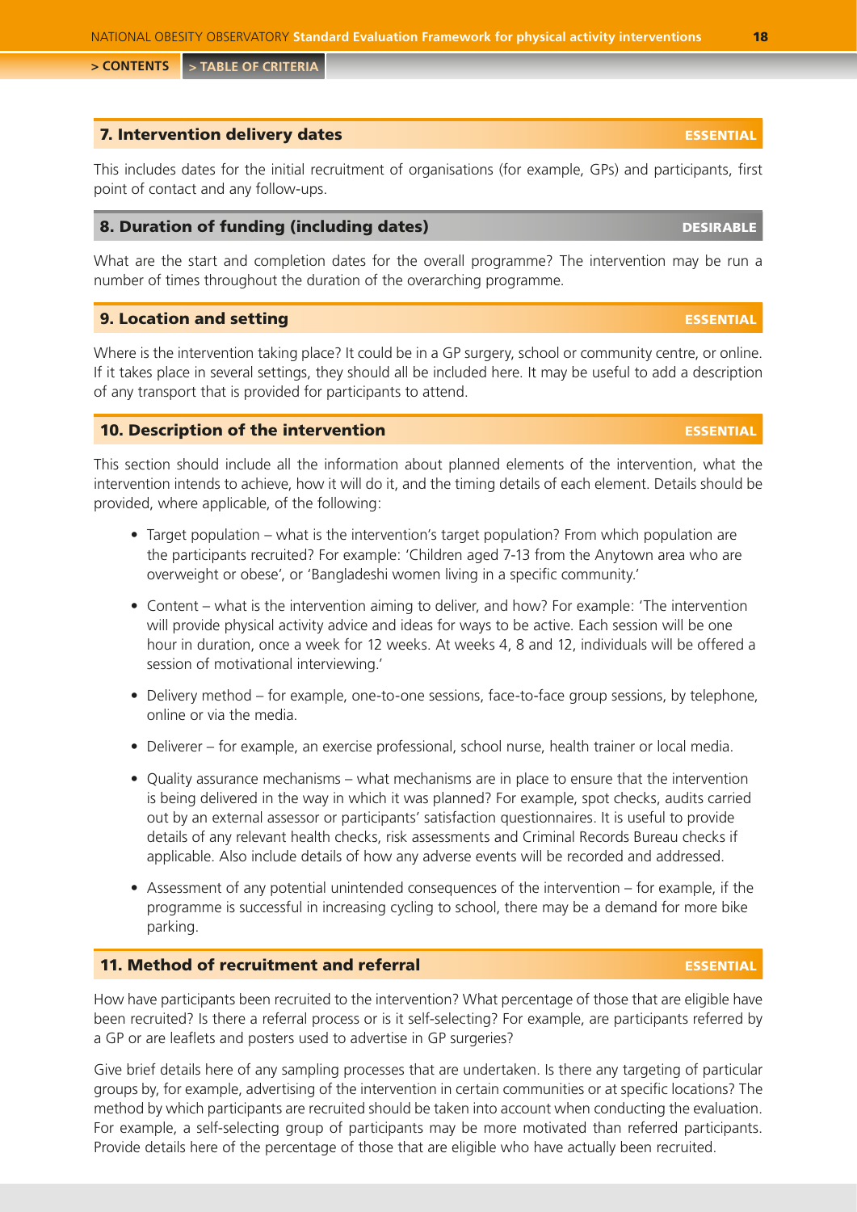## 7. Intervention delivery dates

**ESSENTIAL**

This includes dates for the initial recruitment of organisations (for example, GPs) and participants, first point of contact and any follow-ups.

## 8. Duration of funding (including dates)

**DESIRABLE**

What are the start and completion dates for the overall programme? The intervention may be run a number of times throughout the duration of the overarching programme.

## 9. Location and setting

**ESSENTIAL**

Where is the intervention taking place? It could be in a GP surgery, school or community centre, or online. If it takes place in several settings, they should all be included here. It may be useful to add a description of any transport that is provided for participants to attend.

## 10. Description of the intervention

**ESSENTIAL**

This section should include all the information about planned elements of the intervention, what the intervention intends to achieve, how it will do it, and the timing details of each element. Details should be provided, where applicable, of the following:

- Target population – what is the intervention's target population? From which population are the participants recruited? For example: 'Children aged 7-13 from the Anytown area who are overweight or obese', or 'Bangladeshi women living in a specific community.'
- Content – what is the intervention aiming to deliver, and how? For example: 'The intervention will provide physical activity advice and ideas for ways to be active. Each session will be one hour in duration, once a week for 12 weeks. At weeks 4, 8 and 12, individuals will be offered a session of motivational interviewing.'
- Delivery method – for example, one-to-one sessions, face-to-face group sessions, by telephone, online or via the media.
- Deliverer – for example, an exercise professional, school nurse, health trainer or local media.
- Quality assurance mechanisms – what mechanisms are in place to ensure that the intervention is being delivered in the way in which it was planned? For example, spot checks, audits carried out by an external assessor or participants' satisfaction questionnaires. It is useful to provide details of any relevant health checks, risk assessments and Criminal Records Bureau checks if applicable. Also include details of how any adverse events will be recorded and addressed.
- Assessment of any potential unintended consequences of the intervention – for example, if the programme is successful in increasing cycling to school, there may be a demand for more bike parking.

## 11. Method of recruitment and referral

**ESSENTIAL**

How have participants been recruited to the intervention? What percentage of those that are eligible have been recruited? Is there a referral process or is it self-selecting? For example, are participants referred by a GP or are leaflets and posters used to advertise in GP surgeries?

Give brief details here of any sampling processes that are undertaken. Is there any targeting of particular groups by, for example, advertising of the intervention in certain communities or at specific locations? The method by which participants are recruited should be taken into account when conducting the evaluation. For example, a self-selecting group of participants may be more motivated than referred participants. Provide details here of the percentage of those that are eligible who have actually been recruited.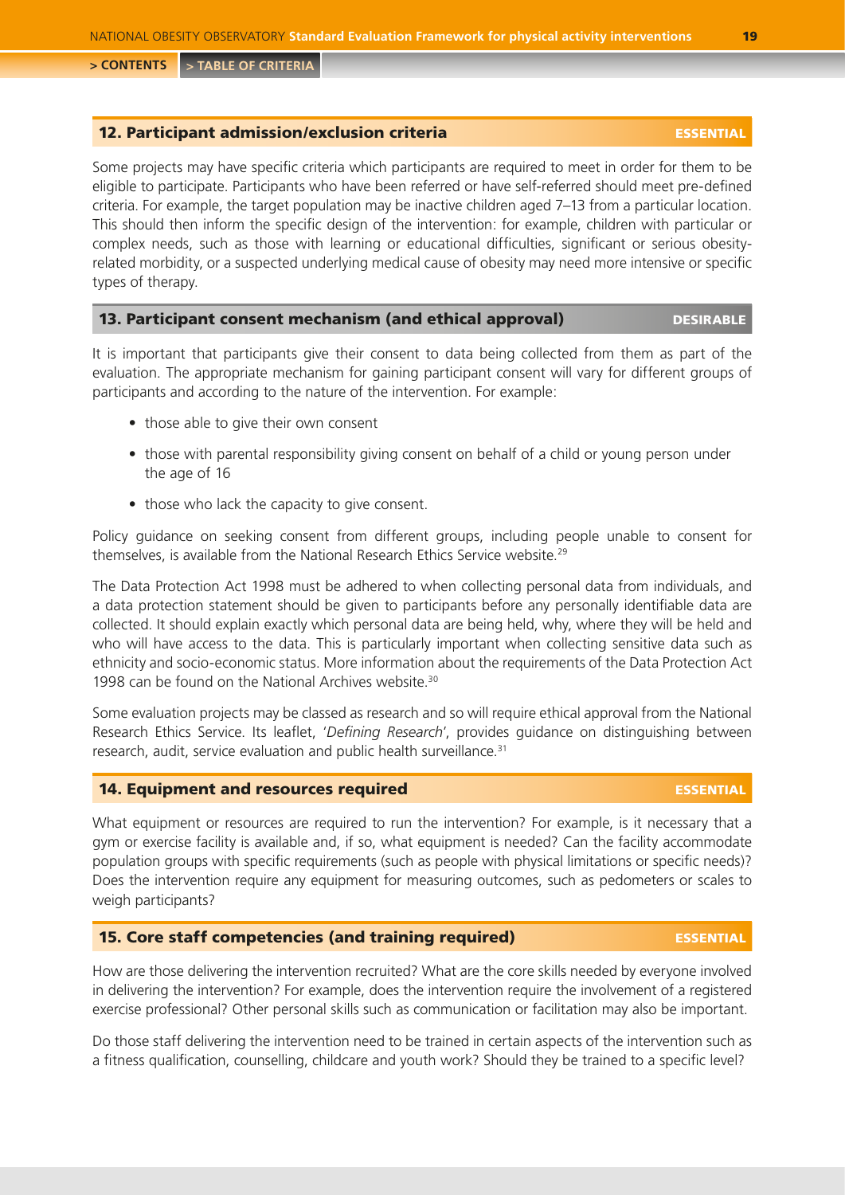## 12. Participant admission/exclusion criteria **ESSENTIAL**

Some projects may have specific criteria which participants are required to meet in order for them to be eligible to participate. Participants who have been referred or have self-referred should meet pre-defined criteria. For example, the target population may be inactive children aged 7–13 from a particular location. This should then inform the specific design of the intervention: for example, children with particular or complex needs, such as those with learning or educational difficulties, significant or serious obesity-related morbidity, or a suspected underlying medical cause of obesity may need more intensive or specific types of therapy.

## 13. Participant consent mechanism (and ethical approval) **DESIRABLE**

It is important that participants give their consent to data being collected from them as part of the evaluation. The appropriate mechanism for gaining participant consent will vary for different groups of participants and according to the nature of the intervention. For example:

- those able to give their own consent
- those with parental responsibility giving consent on behalf of a child or young person under the age of 16
- those who lack the capacity to give consent.

Policy guidance on seeking consent from different groups, including people unable to consent for themselves, is available from the National Research Ethics Service website.[29]

The Data Protection Act 1998 must be adhered to when collecting personal data from individuals, and a data protection statement should be given to participants before any personally identifiable data are collected. It should explain exactly which personal data are being held, why, where they will be held and who will have access to the data. This is particularly important when collecting sensitive data such as ethnicity and socio-economic status. More information about the requirements of the Data Protection Act 1998 can be found on the National Archives website.[30]

Some evaluation projects may be classed as research and so will require ethical approval from the National Research Ethics Service. Its leaflet, '*Defining Research*', provides guidance on distinguishing between research, audit, service evaluation and public health surveillance.[31]

## 14. Equipment and resources required **ESSENTIAL**

What equipment or resources are required to run the intervention? For example, is it necessary that a gym or exercise facility is available and, if so, what equipment is needed? Can the facility accommodate population groups with specific requirements (such as people with physical limitations or specific needs)? Does the intervention require any equipment for measuring outcomes, such as pedometers or scales to weigh participants?

## 15. Core staff competencies (and training required) **ESSENTIAL**

How are those delivering the intervention recruited? What are the core skills needed by everyone involved in delivering the intervention? For example, does the intervention require the involvement of a registered exercise professional? Other personal skills such as communication or facilitation may also be important.

Do those staff delivering the intervention need to be trained in certain aspects of the intervention such as a fitness qualification, counselling, childcare and youth work? Should they be trained to a specific level?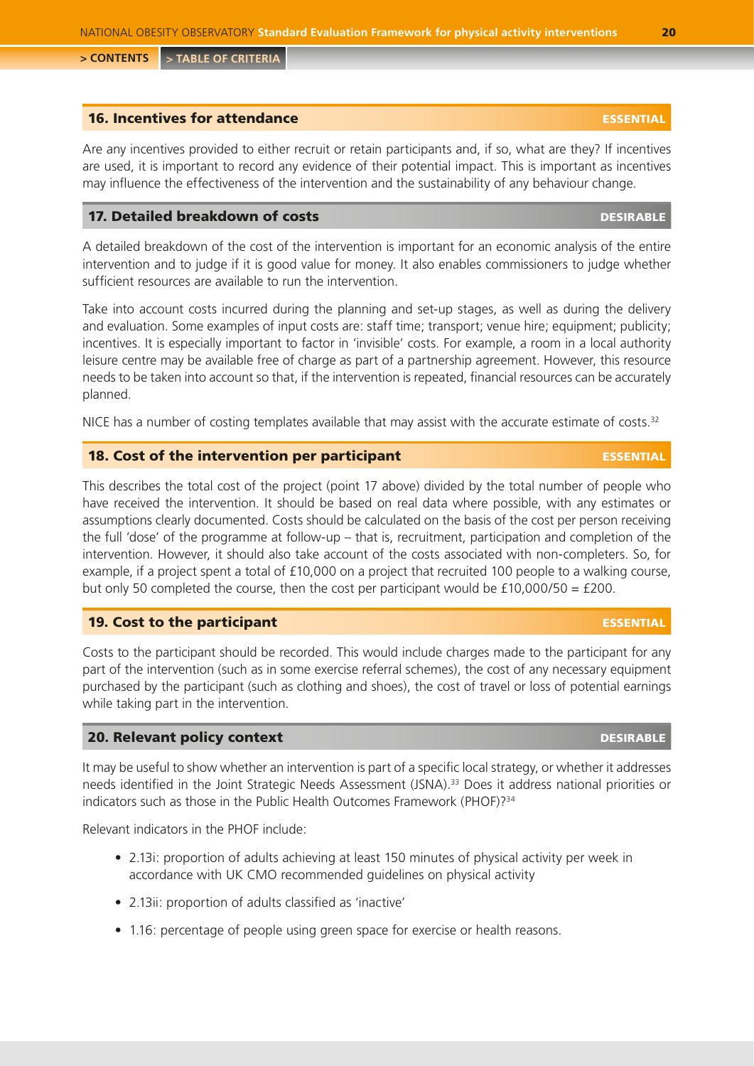## 16. Incentives for attendance ESSENTIAL

Are any incentives provided to either recruit or retain participants and, if so, what are they? If incentives are used, it is important to record any evidence of their potential impact. This is important as incentives may influence the effectiveness of the intervention and the sustainability of any behaviour change.

## 17. Detailed breakdown of costs DESIRABLE

A detailed breakdown of the cost of the intervention is important for an economic analysis of the entire intervention and to judge if it is good value for money. It also enables commissioners to judge whether sufficient resources are available to run the intervention.

Take into account costs incurred during the planning and set-up stages, as well as during the delivery and evaluation. Some examples of input costs are: staff time; transport; venue hire; equipment; publicity; incentives. It is especially important to factor in 'invisible' costs. For example, a room in a local authority leisure centre may be available free of charge as part of a partnership agreement. However, this resource needs to be taken into account so that, if the intervention is repeated, financial resources can be accurately planned.

NICE has a number of costing templates available that may assist with the accurate estimate of costs.[32]

## 18. Cost of the intervention per participant ESSENTIAL

This describes the total cost of the project (point 17 above) divided by the total number of people who have received the intervention. It should be based on real data where possible, with any estimates or assumptions clearly documented. Costs should be calculated on the basis of the cost per person receiving the full 'dose' of the programme at follow-up – that is, recruitment, participation and completion of the intervention. However, it should also take account of the costs associated with non-completers. So, for example, if a project spent a total of £10,000 on a project that recruited 100 people to a walking course, but only 50 completed the course, then the cost per participant would be £10,000/50 = £200.

## 19. Cost to the participant ESSENTIAL

Costs to the participant should be recorded. This would include charges made to the participant for any part of the intervention (such as in some exercise referral schemes), the cost of any necessary equipment purchased by the participant (such as clothing and shoes), the cost of travel or loss of potential earnings while taking part in the intervention.

## 20. Relevant policy context DESIRABLE

It may be useful to show whether an intervention is part of a specific local strategy, or whether it addresses needs identified in the Joint Strategic Needs Assessment (JSNA).[33] Does it address national priorities or indicators such as those in the Public Health Outcomes Framework (PHOF)?[34]

Relevant indicators in the PHOF include:

- 2.13i: proportion of adults achieving at least 150 minutes of physical activity per week in accordance with UK CMO recommended guidelines on physical activity
- 2.13ii: proportion of adults classified as 'inactive'
- 1.16: percentage of people using green space for exercise or health reasons.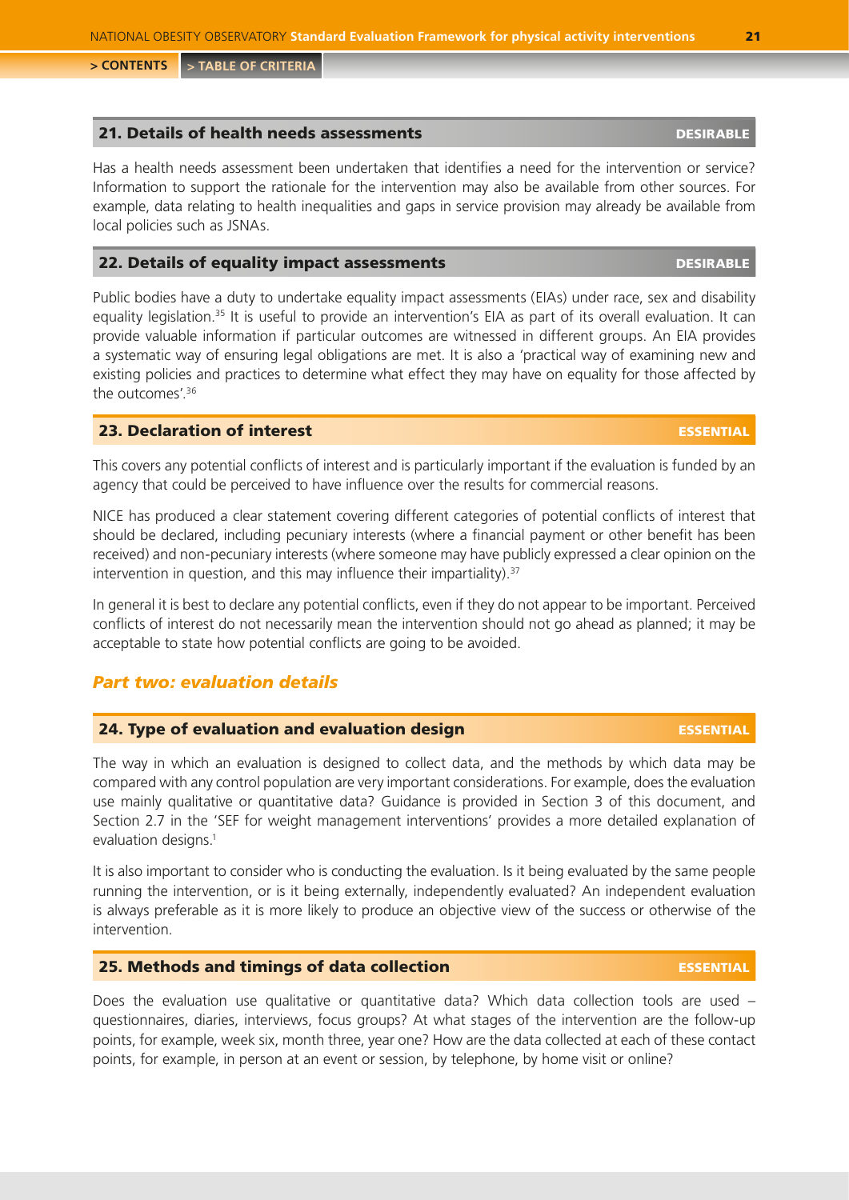### 21. Details of health needs assessments — DESIRABLE

Has a health needs assessment been undertaken that identifies a need for the intervention or service? Information to support the rationale for the intervention may also be available from other sources. For example, data relating to health inequalities and gaps in service provision may already be available from local policies such as JSNAs.

### 22. Details of equality impact assessments — DESIRABLE

Public bodies have a duty to undertake equality impact assessments (EIAs) under race, sex and disability equality legislation.[35] It is useful to provide an intervention's EIA as part of its overall evaluation. It can provide valuable information if particular outcomes are witnessed in different groups. An EIA provides a systematic way of ensuring legal obligations are met. It is also a 'practical way of examining new and existing policies and practices to determine what effect they may have on equality for those affected by the outcomes'.[36]

### 23. Declaration of interest — ESSENTIAL

This covers any potential conflicts of interest and is particularly important if the evaluation is funded by an agency that could be perceived to have influence over the results for commercial reasons.

NICE has produced a clear statement covering different categories of potential conflicts of interest that should be declared, including pecuniary interests (where a financial payment or other benefit has been received) and non-pecuniary interests (where someone may have publicly expressed a clear opinion on the intervention in question, and this may influence their impartiality).[37]

In general it is best to declare any potential conflicts, even if they do not appear to be important. Perceived conflicts of interest do not necessarily mean the intervention should not go ahead as planned; it may be acceptable to state how potential conflicts are going to be avoided.

## *Part two: evaluation details*

### 24. Type of evaluation and evaluation design — ESSENTIAL

The way in which an evaluation is designed to collect data, and the methods by which data may be compared with any control population are very important considerations. For example, does the evaluation use mainly qualitative or quantitative data? Guidance is provided in Section 3 of this document, and Section 2.7 in the 'SEF for weight management interventions' provides a more detailed explanation of evaluation designs.[1]

It is also important to consider who is conducting the evaluation. Is it being evaluated by the same people running the intervention, or is it being externally, independently evaluated? An independent evaluation is always preferable as it is more likely to produce an objective view of the success or otherwise of the intervention.

### 25. Methods and timings of data collection — ESSENTIAL

Does the evaluation use qualitative or quantitative data? Which data collection tools are used – questionnaires, diaries, interviews, focus groups? At what stages of the intervention are the follow-up points, for example, week six, month three, year one? How are the data collected at each of these contact points, for example, in person at an event or session, by telephone, by home visit or online?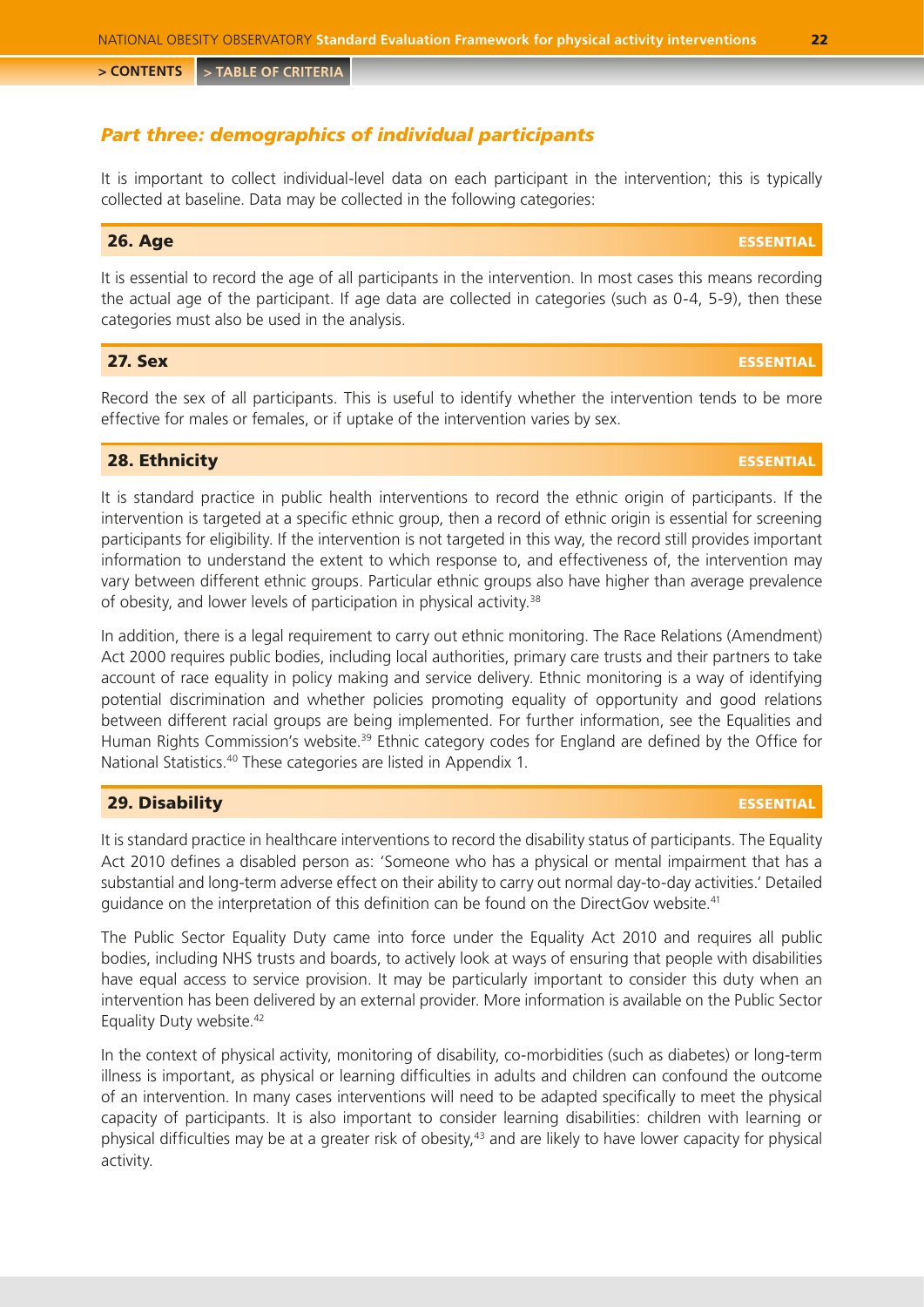## *Part three: demographics of individual participants*

It is important to collect individual-level data on each participant in the intervention; this is typically collected at baseline. Data may be collected in the following categories:

### 26. Age — ESSENTIAL

It is essential to record the age of all participants in the intervention. In most cases this means recording the actual age of the participant. If age data are collected in categories (such as 0-4, 5-9), then these categories must also be used in the analysis.

### 27. Sex — ESSENTIAL

Record the sex of all participants. This is useful to identify whether the intervention tends to be more effective for males or females, or if uptake of the intervention varies by sex.

### 28. Ethnicity — ESSENTIAL

It is standard practice in public health interventions to record the ethnic origin of participants. If the intervention is targeted at a specific ethnic group, then a record of ethnic origin is essential for screening participants for eligibility. If the intervention is not targeted in this way, the record still provides important information to understand the extent to which response to, and effectiveness of, the intervention may vary between different ethnic groups. Particular ethnic groups also have higher than average prevalence of obesity, and lower levels of participation in physical activity.[38]

In addition, there is a legal requirement to carry out ethnic monitoring. The Race Relations (Amendment) Act 2000 requires public bodies, including local authorities, primary care trusts and their partners to take account of race equality in policy making and service delivery. Ethnic monitoring is a way of identifying potential discrimination and whether policies promoting equality of opportunity and good relations between different racial groups are being implemented. For further information, see the Equalities and Human Rights Commission's website.[39] Ethnic category codes for England are defined by the Office for National Statistics.[40] These categories are listed in Appendix 1.

### 29. Disability — ESSENTIAL

It is standard practice in healthcare interventions to record the disability status of participants. The Equality Act 2010 defines a disabled person as: 'Someone who has a physical or mental impairment that has a substantial and long-term adverse effect on their ability to carry out normal day-to-day activities.' Detailed guidance on the interpretation of this definition can be found on the DirectGov website.[41]

The Public Sector Equality Duty came into force under the Equality Act 2010 and requires all public bodies, including NHS trusts and boards, to actively look at ways of ensuring that people with disabilities have equal access to service provision. It may be particularly important to consider this duty when an intervention has been delivered by an external provider. More information is available on the Public Sector Equality Duty website.[42]

In the context of physical activity, monitoring of disability, co-morbidities (such as diabetes) or long-term illness is important, as physical or learning difficulties in adults and children can confound the outcome of an intervention. In many cases interventions will need to be adapted specifically to meet the physical capacity of participants. It is also important to consider learning disabilities: children with learning or physical difficulties may be at a greater risk of obesity,[43] and are likely to have lower capacity for physical activity.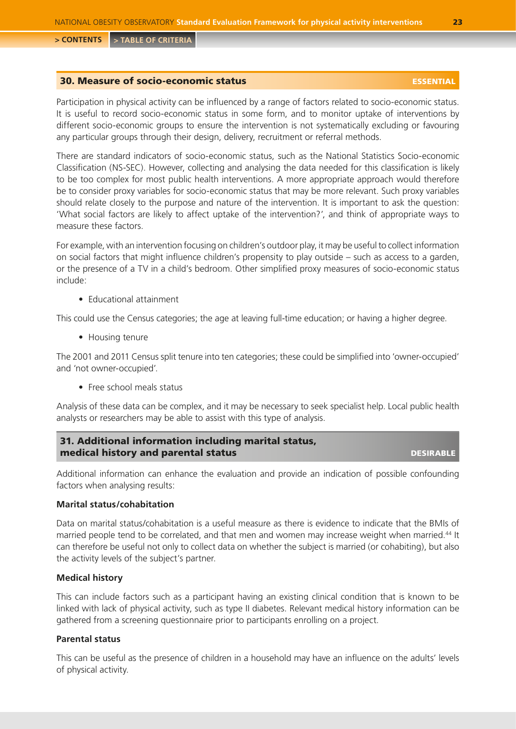## 30. Measure of socio-economic status

**ESSENTIAL**

Participation in physical activity can be influenced by a range of factors related to socio-economic status. It is useful to record socio-economic status in some form, and to monitor uptake of interventions by different socio-economic groups to ensure the intervention is not systematically excluding or favouring any particular groups through their design, delivery, recruitment or referral methods.

There are standard indicators of socio-economic status, such as the National Statistics Socio-economic Classification (NS-SEC). However, collecting and analysing the data needed for this classification is likely to be too complex for most public health interventions. A more appropriate approach would therefore be to consider proxy variables for socio-economic status that may be more relevant. Such proxy variables should relate closely to the purpose and nature of the intervention. It is important to ask the question: 'What social factors are likely to affect uptake of the intervention?', and think of appropriate ways to measure these factors.

For example, with an intervention focusing on children's outdoor play, it may be useful to collect information on social factors that might influence children's propensity to play outside – such as access to a garden, or the presence of a TV in a child's bedroom. Other simplified proxy measures of socio-economic status include:

- Educational attainment

This could use the Census categories; the age at leaving full-time education; or having a higher degree.

- Housing tenure

The 2001 and 2011 Census split tenure into ten categories; these could be simplified into 'owner-occupied' and 'not owner-occupied'.

- Free school meals status

Analysis of these data can be complex, and it may be necessary to seek specialist help. Local public health analysts or researchers may be able to assist with this type of analysis.

## 31. Additional information including marital status, medical history and parental status

**DESIRABLE**

Additional information can enhance the evaluation and provide an indication of possible confounding factors when analysing results:

**Marital status/cohabitation**

Data on marital status/cohabitation is a useful measure as there is evidence to indicate that the BMIs of married people tend to be correlated, and that men and women may increase weight when married.[44] It can therefore be useful not only to collect data on whether the subject is married (or cohabiting), but also the activity levels of the subject's partner.

**Medical history**

This can include factors such as a participant having an existing clinical condition that is known to be linked with lack of physical activity, such as type II diabetes. Relevant medical history information can be gathered from a screening questionnaire prior to participants enrolling on a project.

**Parental status**

This can be useful as the presence of children in a household may have an influence on the adults' levels of physical activity.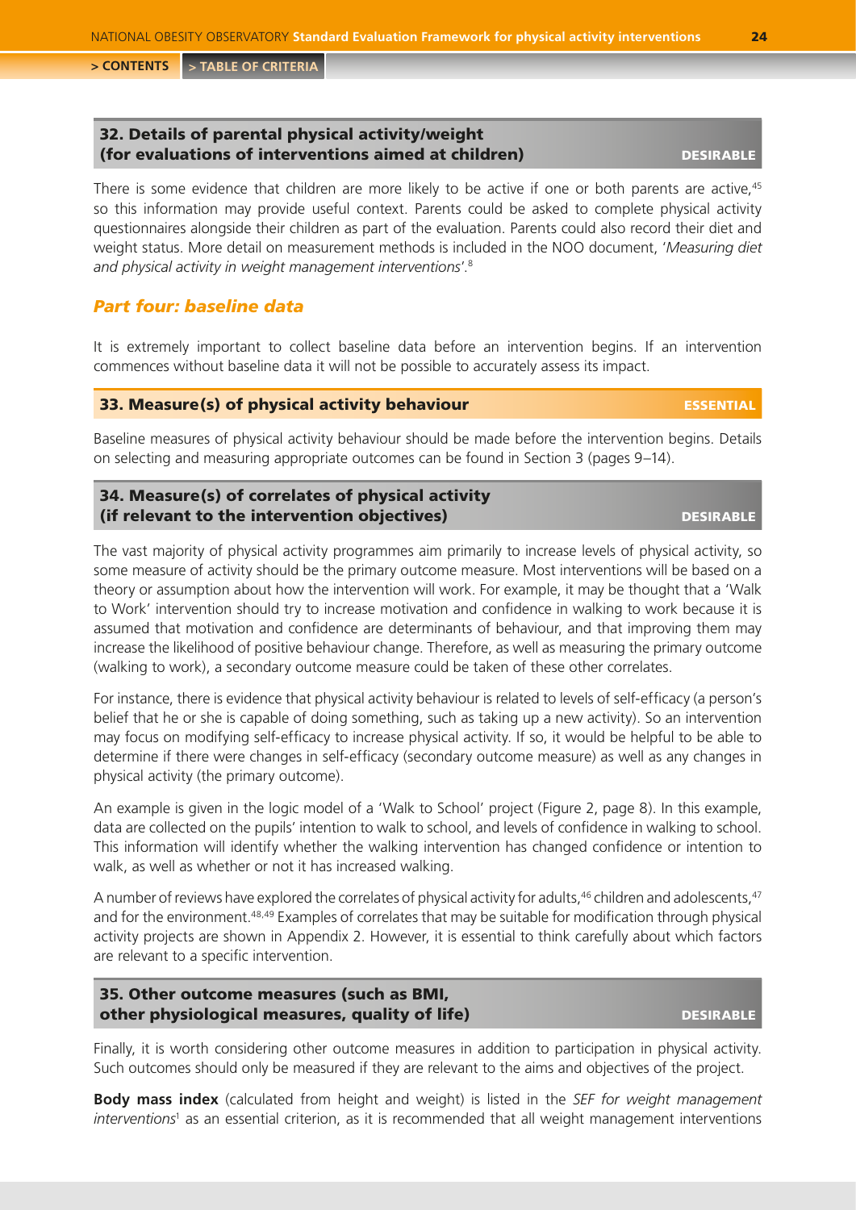### 32. Details of parental physical activity/weight (for evaluations of interventions aimed at children) — DESIRABLE

There is some evidence that children are more likely to be active if one or both parents are active,[45] so this information may provide useful context. Parents could be asked to complete physical activity questionnaires alongside their children as part of the evaluation. Parents could also record their diet and weight status. More detail on measurement methods is included in the NOO document, '*Measuring diet and physical activity in weight management interventions*'.[8]

## *Part four: baseline data*

It is extremely important to collect baseline data before an intervention begins. If an intervention commences without baseline data it will not be possible to accurately assess its impact.

### 33. Measure(s) of physical activity behaviour — ESSENTIAL

Baseline measures of physical activity behaviour should be made before the intervention begins. Details on selecting and measuring appropriate outcomes can be found in Section 3 (pages 9–14).

### 34. Measure(s) of correlates of physical activity (if relevant to the intervention objectives) — DESIRABLE

The vast majority of physical activity programmes aim primarily to increase levels of physical activity, so some measure of activity should be the primary outcome measure. Most interventions will be based on a theory or assumption about how the intervention will work. For example, it may be thought that a 'Walk to Work' intervention should try to increase motivation and confidence in walking to work because it is assumed that motivation and confidence are determinants of behaviour, and that improving them may increase the likelihood of positive behaviour change. Therefore, as well as measuring the primary outcome (walking to work), a secondary outcome measure could be taken of these other correlates.

For instance, there is evidence that physical activity behaviour is related to levels of self-efficacy (a person's belief that he or she is capable of doing something, such as taking up a new activity). So an intervention may focus on modifying self-efficacy to increase physical activity. If so, it would be helpful to be able to determine if there were changes in self-efficacy (secondary outcome measure) as well as any changes in physical activity (the primary outcome).

An example is given in the logic model of a 'Walk to School' project (Figure 2, page 8). In this example, data are collected on the pupils' intention to walk to school, and levels of confidence in walking to school. This information will identify whether the walking intervention has changed confidence or intention to walk, as well as whether or not it has increased walking.

A number of reviews have explored the correlates of physical activity for adults,[46] children and adolescents,[47] and for the environment.[48,49] Examples of correlates that may be suitable for modification through physical activity projects are shown in Appendix 2. However, it is essential to think carefully about which factors are relevant to a specific intervention.

### 35. Other outcome measures (such as BMI, other physiological measures, quality of life) — DESIRABLE

Finally, it is worth considering other outcome measures in addition to participation in physical activity. Such outcomes should only be measured if they are relevant to the aims and objectives of the project.

**Body mass index** (calculated from height and weight) is listed in the *SEF for weight management interventions*[1] as an essential criterion, as it is recommended that all weight management interventions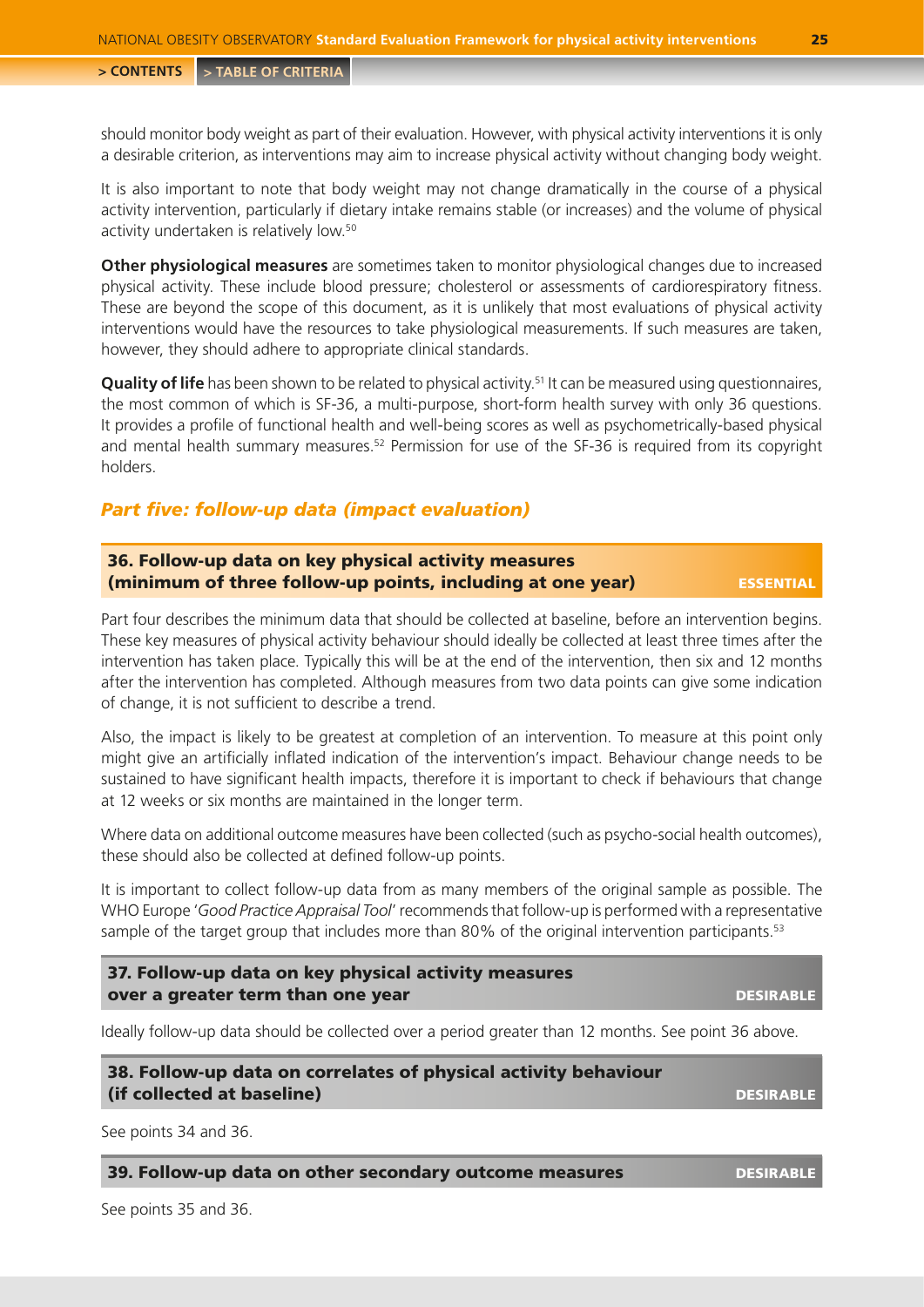should monitor body weight as part of their evaluation. However, with physical activity interventions it is only a desirable criterion, as interventions may aim to increase physical activity without changing body weight.

It is also important to note that body weight may not change dramatically in the course of a physical activity intervention, particularly if dietary intake remains stable (or increases) and the volume of physical activity undertaken is relatively low.[50]

**Other physiological measures** are sometimes taken to monitor physiological changes due to increased physical activity. These include blood pressure; cholesterol or assessments of cardiorespiratory fitness. These are beyond the scope of this document, as it is unlikely that most evaluations of physical activity interventions would have the resources to take physiological measurements. If such measures are taken, however, they should adhere to appropriate clinical standards.

**Quality of life** has been shown to be related to physical activity.[51] It can be measured using questionnaires, the most common of which is SF-36, a multi-purpose, short-form health survey with only 36 questions. It provides a profile of functional health and well-being scores as well as psychometrically-based physical and mental health summary measures.[52] Permission for use of the SF-36 is required from its copyright holders.

## *Part five: follow-up data (impact evaluation)*

### 36. Follow-up data on key physical activity measures (minimum of three follow-up points, including at one year) — ESSENTIAL

Part four describes the minimum data that should be collected at baseline, before an intervention begins. These key measures of physical activity behaviour should ideally be collected at least three times after the intervention has taken place. Typically this will be at the end of the intervention, then six and 12 months after the intervention has completed. Although measures from two data points can give some indication of change, it is not sufficient to describe a trend.

Also, the impact is likely to be greatest at completion of an intervention. To measure at this point only might give an artificially inflated indication of the intervention's impact. Behaviour change needs to be sustained to have significant health impacts, therefore it is important to check if behaviours that change at 12 weeks or six months are maintained in the longer term.

Where data on additional outcome measures have been collected (such as psycho-social health outcomes), these should also be collected at defined follow-up points.

It is important to collect follow-up data from as many members of the original sample as possible. The WHO Europe '*Good Practice Appraisal Tool*' recommends that follow-up is performed with a representative sample of the target group that includes more than 80% of the original intervention participants.[53]

### 37. Follow-up data on key physical activity measures over a greater term than one year — DESIRABLE

Ideally follow-up data should be collected over a period greater than 12 months. See point 36 above.

### 38. Follow-up data on correlates of physical activity behaviour (if collected at baseline) — DESIRABLE

See points 34 and 36.

### 39. Follow-up data on other secondary outcome measures — DESIRABLE

See points 35 and 36.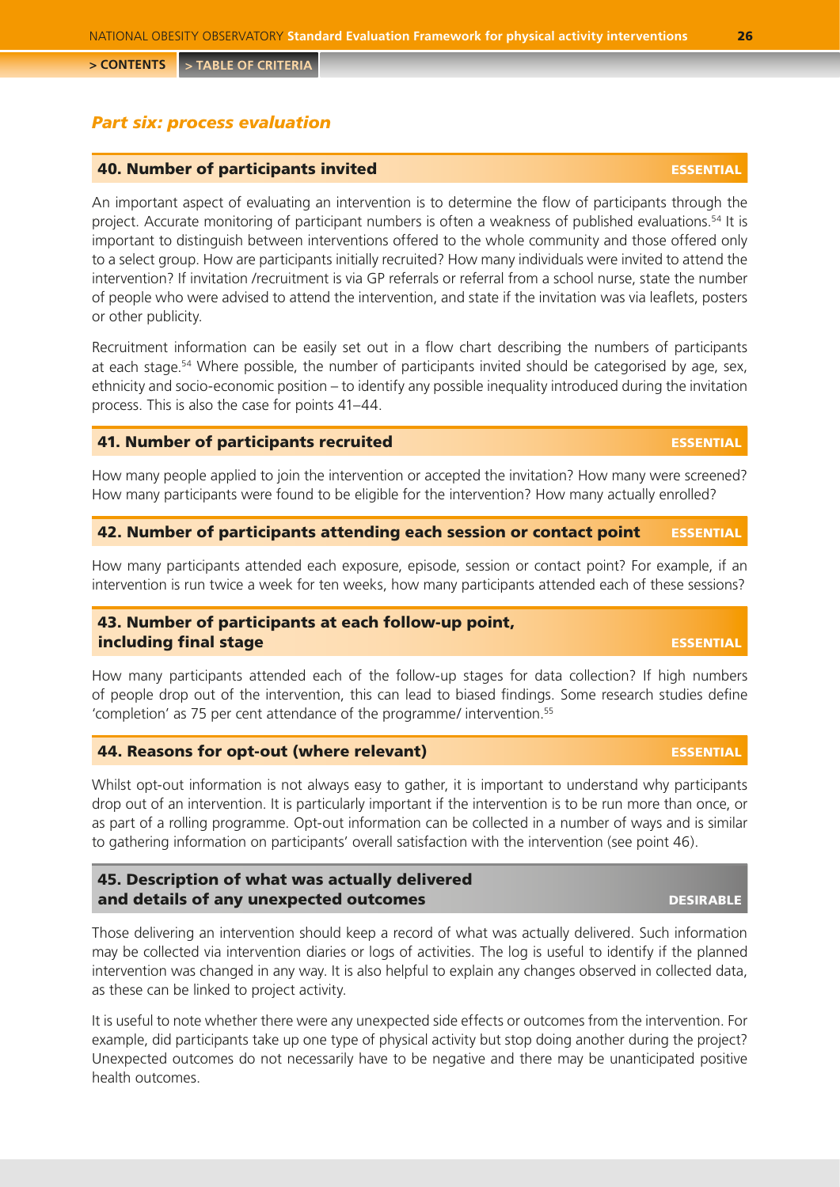## *Part six: process evaluation*

### 40. Number of participants invited — ESSENTIAL

An important aspect of evaluating an intervention is to determine the flow of participants through the project. Accurate monitoring of participant numbers is often a weakness of published evaluations.[54] It is important to distinguish between interventions offered to the whole community and those offered only to a select group. How are participants initially recruited? How many individuals were invited to attend the intervention? If invitation /recruitment is via GP referrals or referral from a school nurse, state the number of people who were advised to attend the intervention, and state if the invitation was via leaflets, posters or other publicity.

Recruitment information can be easily set out in a flow chart describing the numbers of participants at each stage.[54] Where possible, the number of participants invited should be categorised by age, sex, ethnicity and socio-economic position – to identify any possible inequality introduced during the invitation process. This is also the case for points 41–44.

### 41. Number of participants recruited — ESSENTIAL

How many people applied to join the intervention or accepted the invitation? How many were screened? How many participants were found to be eligible for the intervention? How many actually enrolled?

### 42. Number of participants attending each session or contact point — ESSENTIAL

How many participants attended each exposure, episode, session or contact point? For example, if an intervention is run twice a week for ten weeks, how many participants attended each of these sessions?

### 43. Number of participants at each follow-up point, including final stage — ESSENTIAL

How many participants attended each of the follow-up stages for data collection? If high numbers of people drop out of the intervention, this can lead to biased findings. Some research studies define 'completion' as 75 per cent attendance of the programme/ intervention.[55]

### 44. Reasons for opt-out (where relevant) — ESSENTIAL

Whilst opt-out information is not always easy to gather, it is important to understand why participants drop out of an intervention. It is particularly important if the intervention is to be run more than once, or as part of a rolling programme. Opt-out information can be collected in a number of ways and is similar to gathering information on participants' overall satisfaction with the intervention (see point 46).

### 45. Description of what was actually delivered and details of any unexpected outcomes — DESIRABLE

Those delivering an intervention should keep a record of what was actually delivered. Such information may be collected via intervention diaries or logs of activities. The log is useful to identify if the planned intervention was changed in any way. It is also helpful to explain any changes observed in collected data, as these can be linked to project activity.

It is useful to note whether there were any unexpected side effects or outcomes from the intervention. For example, did participants take up one type of physical activity but stop doing another during the project? Unexpected outcomes do not necessarily have to be negative and there may be unanticipated positive health outcomes.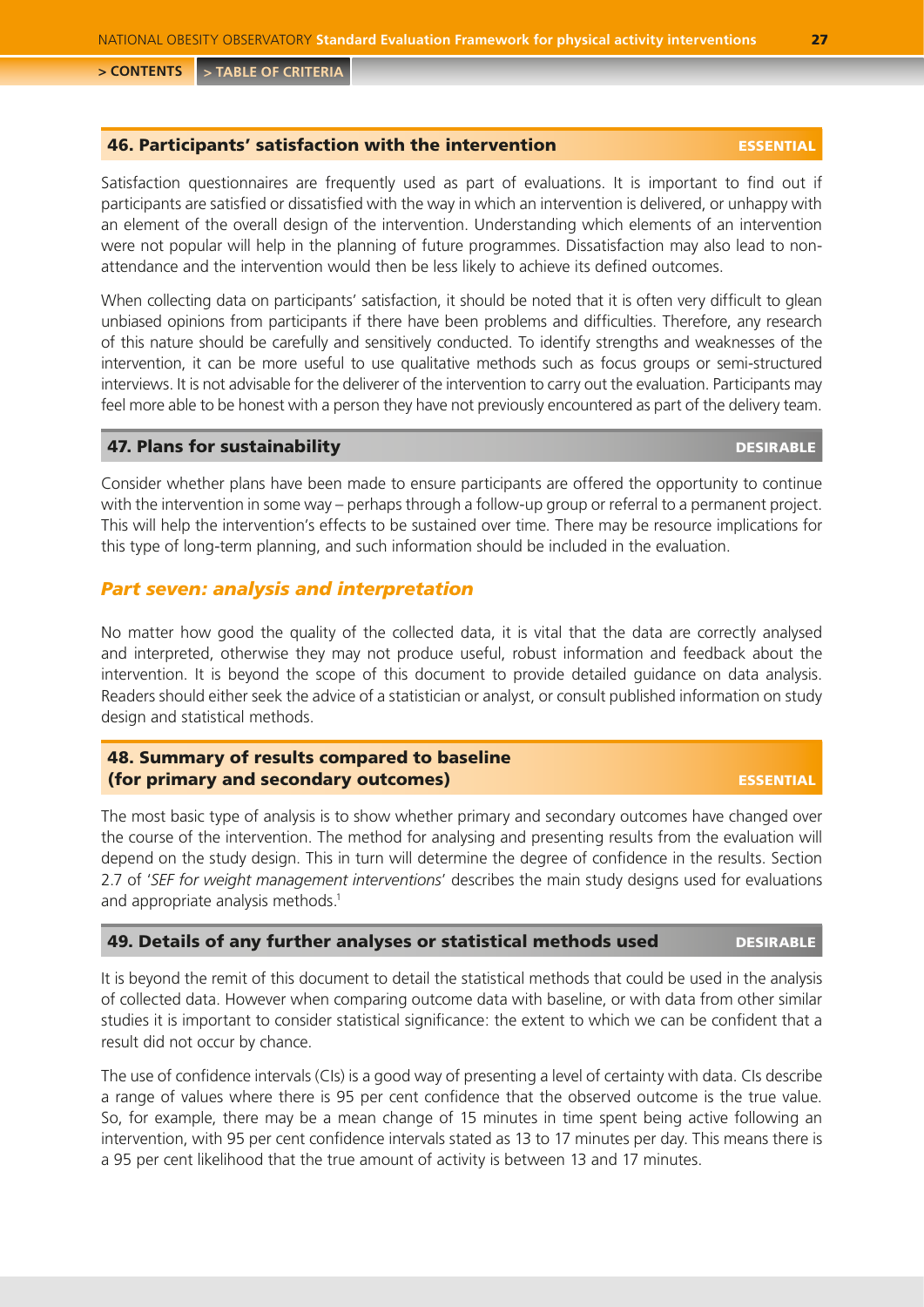### 46. Participants' satisfaction with the intervention ESSENTIAL

Satisfaction questionnaires are frequently used as part of evaluations. It is important to find out if participants are satisfied or dissatisfied with the way in which an intervention is delivered, or unhappy with an element of the overall design of the intervention. Understanding which elements of an intervention were not popular will help in the planning of future programmes. Dissatisfaction may also lead to non-attendance and the intervention would then be less likely to achieve its defined outcomes.

When collecting data on participants' satisfaction, it should be noted that it is often very difficult to glean unbiased opinions from participants if there have been problems and difficulties. Therefore, any research of this nature should be carefully and sensitively conducted. To identify strengths and weaknesses of the intervention, it can be more useful to use qualitative methods such as focus groups or semi-structured interviews. It is not advisable for the deliverer of the intervention to carry out the evaluation. Participants may feel more able to be honest with a person they have not previously encountered as part of the delivery team.

### 47. Plans for sustainability DESIRABLE

Consider whether plans have been made to ensure participants are offered the opportunity to continue with the intervention in some way – perhaps through a follow-up group or referral to a permanent project. This will help the intervention's effects to be sustained over time. There may be resource implications for this type of long-term planning, and such information should be included in the evaluation.

## *Part seven: analysis and interpretation*

No matter how good the quality of the collected data, it is vital that the data are correctly analysed and interpreted, otherwise they may not produce useful, robust information and feedback about the intervention. It is beyond the scope of this document to provide detailed guidance on data analysis. Readers should either seek the advice of a statistician or analyst, or consult published information on study design and statistical methods.

### 48. Summary of results compared to baseline (for primary and secondary outcomes) ESSENTIAL

The most basic type of analysis is to show whether primary and secondary outcomes have changed over the course of the intervention. The method for analysing and presenting results from the evaluation will depend on the study design. This in turn will determine the degree of confidence in the results. Section 2.7 of '*SEF for weight management interventions*' describes the main study designs used for evaluations and appropriate analysis methods.[1]

### 49. Details of any further analyses or statistical methods used DESIRABLE

It is beyond the remit of this document to detail the statistical methods that could be used in the analysis of collected data. However when comparing outcome data with baseline, or with data from other similar studies it is important to consider statistical significance: the extent to which we can be confident that a result did not occur by chance.

The use of confidence intervals (CIs) is a good way of presenting a level of certainty with data. CIs describe a range of values where there is 95 per cent confidence that the observed outcome is the true value. So, for example, there may be a mean change of 15 minutes in time spent being active following an intervention, with 95 per cent confidence intervals stated as 13 to 17 minutes per day. This means there is a 95 per cent likelihood that the true amount of activity is between 13 and 17 minutes.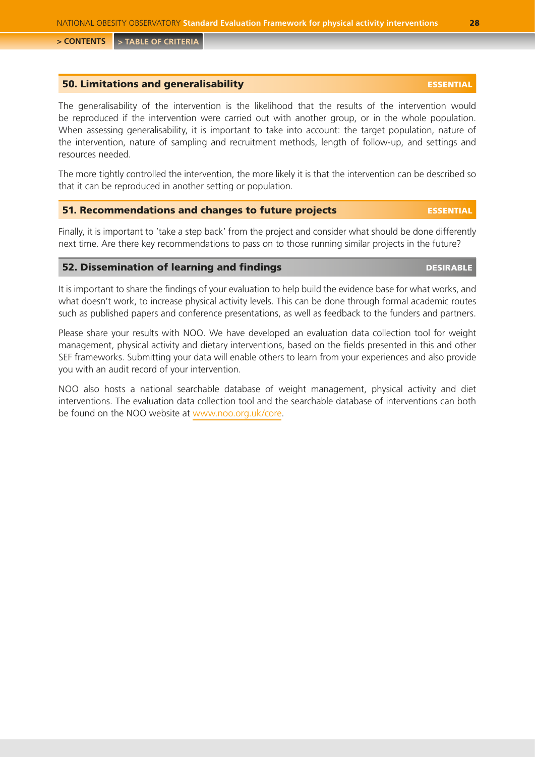## 50. Limitations and generalisability ESSENTIAL

The generalisability of the intervention is the likelihood that the results of the intervention would be reproduced if the intervention were carried out with another group, or in the whole population. When assessing generalisability, it is important to take into account: the target population, nature of the intervention, nature of sampling and recruitment methods, length of follow-up, and settings and resources needed.

The more tightly controlled the intervention, the more likely it is that the intervention can be described so that it can be reproduced in another setting or population.

## 51. Recommendations and changes to future projects ESSENTIAL

Finally, it is important to 'take a step back' from the project and consider what should be done differently next time. Are there key recommendations to pass on to those running similar projects in the future?

## 52. Dissemination of learning and findings DESIRABLE

It is important to share the findings of your evaluation to help build the evidence base for what works, and what doesn't work, to increase physical activity levels. This can be done through formal academic routes such as published papers and conference presentations, as well as feedback to the funders and partners.

Please share your results with NOO. We have developed an evaluation data collection tool for weight management, physical activity and dietary interventions, based on the fields presented in this and other SEF frameworks. Submitting your data will enable others to learn from your experiences and also provide you with an audit record of your intervention.

NOO also hosts a national searchable database of weight management, physical activity and diet interventions. The evaluation data collection tool and the searchable database of interventions can both be found on the NOO website at www.noo.org.uk/core.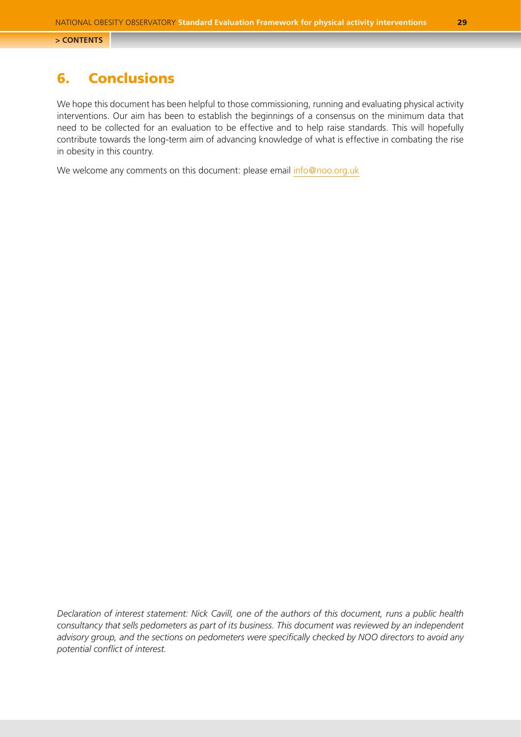# 6. Conclusions

We hope this document has been helpful to those commissioning, running and evaluating physical activity interventions. Our aim has been to establish the beginnings of a consensus on the minimum data that need to be collected for an evaluation to be effective and to help raise standards. This will hopefully contribute towards the long-term aim of advancing knowledge of what is effective in combating the rise in obesity in this country.

We welcome any comments on this document: please email info@noo.org.uk

*Declaration of interest statement: Nick Cavill, one of the authors of this document, runs a public health consultancy that sells pedometers as part of its business. This document was reviewed by an independent advisory group, and the sections on pedometers were specifically checked by NOO directors to avoid any potential conflict of interest.*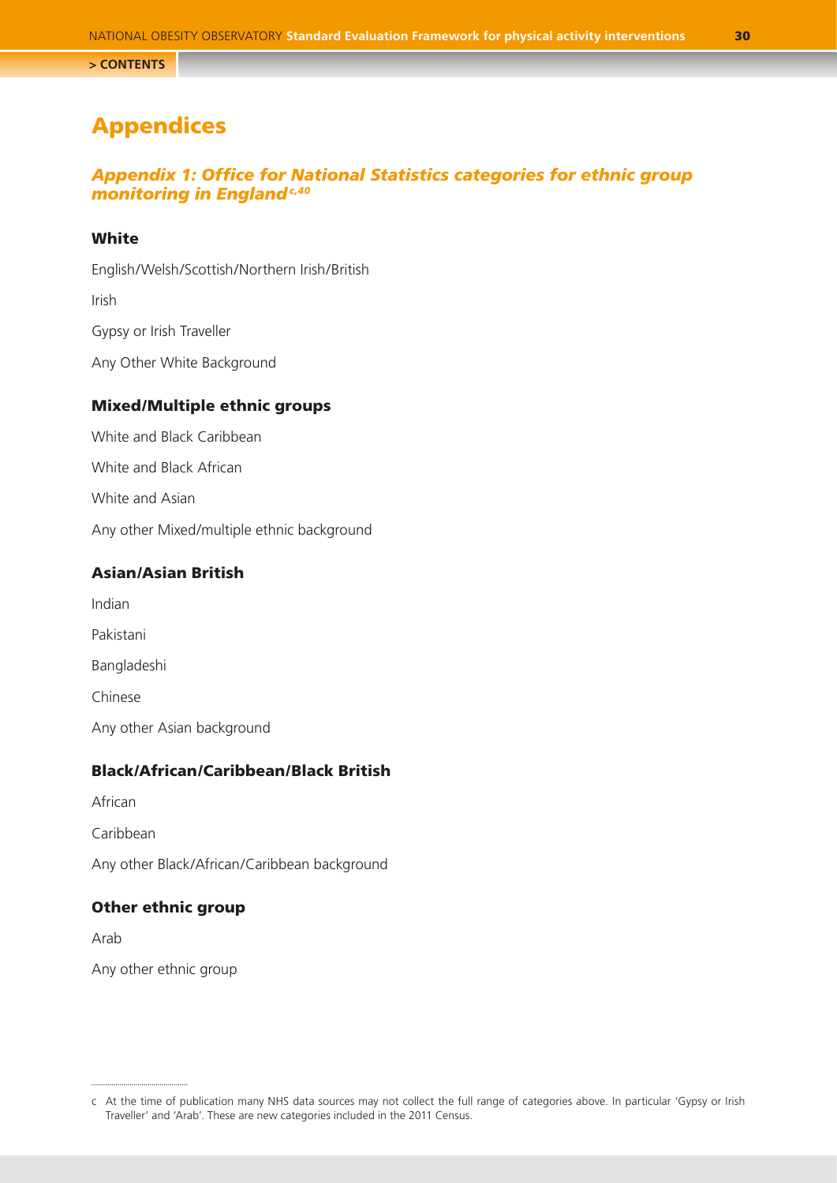# Appendices

## *Appendix 1: Office for National Statistics categories for ethnic group monitoring in England*[c,40]

### White

English/Welsh/Scottish/Northern Irish/British

Irish

Gypsy or Irish Traveller

Any Other White Background

### Mixed/Multiple ethnic groups

White and Black Caribbean

White and Black African

White and Asian

Any other Mixed/multiple ethnic background

### Asian/Asian British

Indian

Pakistani

Bangladeshi

Chinese

Any other Asian background

### Black/African/Caribbean/Black British

African

Caribbean

Any other Black/African/Caribbean background

### Other ethnic group

Arab

Any other ethnic group

---

c At the time of publication many NHS data sources may not collect the full range of categories above. In particular 'Gypsy or Irish Traveller' and 'Arab'. These are new categories included in the 2011 Census.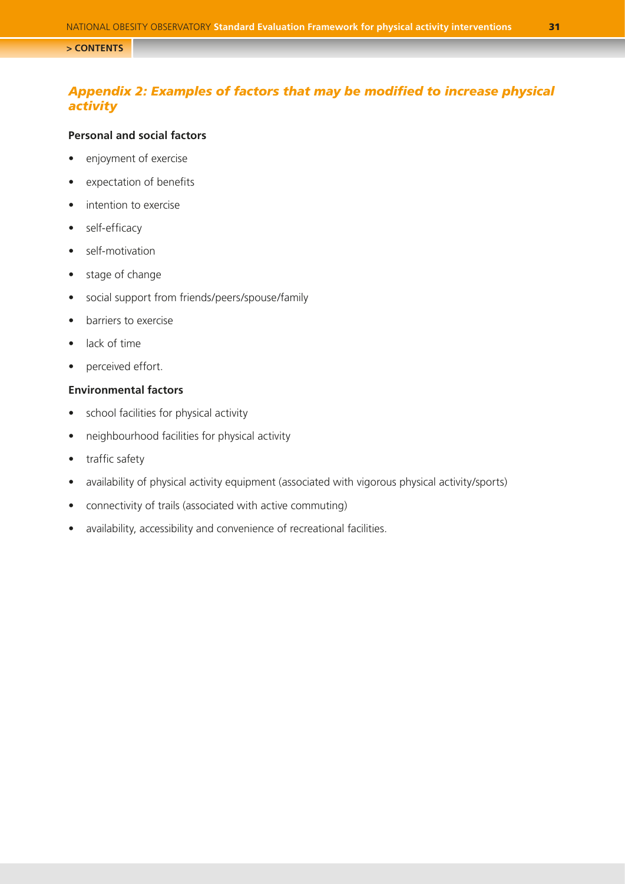## *Appendix 2: Examples of factors that may be modified to increase physical activity*

**Personal and social factors**

- enjoyment of exercise
- expectation of benefits
- intention to exercise
- self-efficacy
- self-motivation
- stage of change
- social support from friends/peers/spouse/family
- barriers to exercise
- lack of time
- perceived effort.

**Environmental factors**

- school facilities for physical activity
- neighbourhood facilities for physical activity
- traffic safety
- availability of physical activity equipment (associated with vigorous physical activity/sports)
- connectivity of trails (associated with active commuting)
- availability, accessibility and convenience of recreational facilities.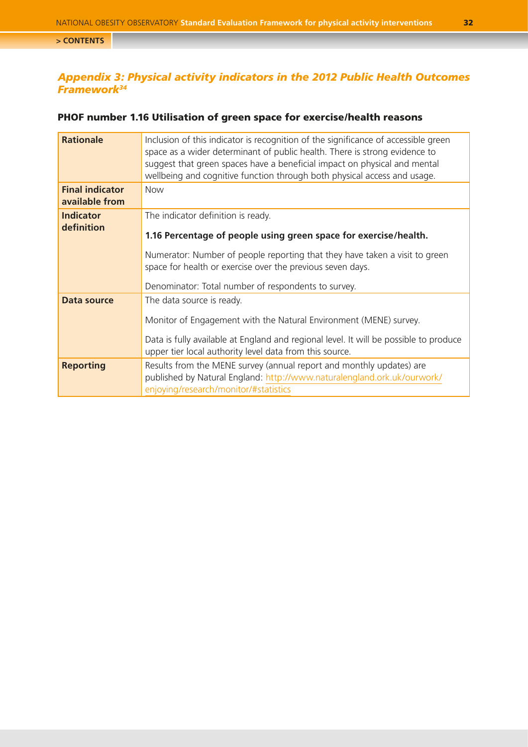## *Appendix 3: Physical activity indicators in the 2012 Public Health Outcomes Framework[34]*

### PHOF number 1.16 Utilisation of green space for exercise/health reasons

| | |
|---|---|
| **Rationale** | Inclusion of this indicator is recognition of the significance of accessible green space as a wider determinant of public health. There is strong evidence to suggest that green spaces have a beneficial impact on physical and mental wellbeing and cognitive function through both physical access and usage. |
| **Final indicator available from** | Now |
| **Indicator definition** | The indicator definition is ready.<br><br>**1.16 Percentage of people using green space for exercise/health.**<br><br>Numerator: Number of people reporting that they have taken a visit to green space for health or exercise over the previous seven days.<br><br>Denominator: Total number of respondents to survey. |
| **Data source** | The data source is ready.<br><br>Monitor of Engagement with the Natural Environment (MENE) survey.<br><br>Data is fully available at England and regional level. It will be possible to produce upper tier local authority level data from this source. |
| **Reporting** | Results from the MENE survey (annual report and monthly updates) are published by Natural England: http://www.naturalengland.ork.uk/ourwork/enjoying/research/monitor/#statistics |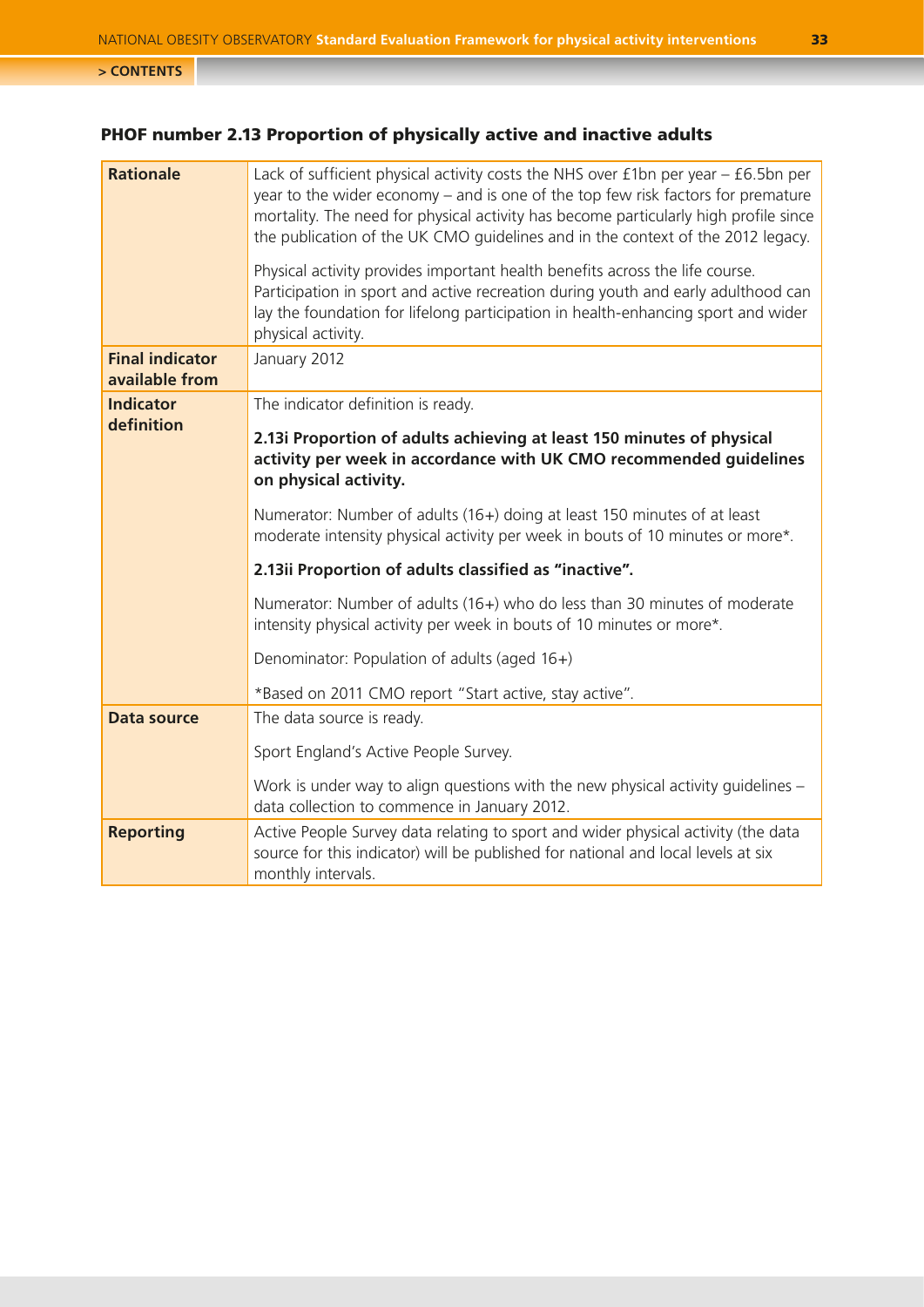## PHOF number 2.13 Proportion of physically active and inactive adults

| | |
|---|---|
| **Rationale** | Lack of sufficient physical activity costs the NHS over £1bn per year – £6.5bn per year to the wider economy – and is one of the top few risk factors for premature mortality. The need for physical activity has become particularly high profile since the publication of the UK CMO guidelines and in the context of the 2012 legacy.<br><br>Physical activity provides important health benefits across the life course. Participation in sport and active recreation during youth and early adulthood can lay the foundation for lifelong participation in health-enhancing sport and wider physical activity. |
| **Final indicator available from** | January 2012 |
| **Indicator definition** | The indicator definition is ready.<br><br>**2.13i Proportion of adults achieving at least 150 minutes of physical activity per week in accordance with UK CMO recommended guidelines on physical activity.**<br><br>Numerator: Number of adults (16+) doing at least 150 minutes of at least moderate intensity physical activity per week in bouts of 10 minutes or more*.<br><br>**2.13ii Proportion of adults classified as "inactive".**<br><br>Numerator: Number of adults (16+) who do less than 30 minutes of moderate intensity physical activity per week in bouts of 10 minutes or more*.<br><br>Denominator: Population of adults (aged 16+)<br><br>*Based on 2011 CMO report "Start active, stay active". |
| **Data source** | The data source is ready.<br><br>Sport England's Active People Survey.<br><br>Work is under way to align questions with the new physical activity guidelines – data collection to commence in January 2012. |
| **Reporting** | Active People Survey data relating to sport and wider physical activity (the data source for this indicator) will be published for national and local levels at six monthly intervals. |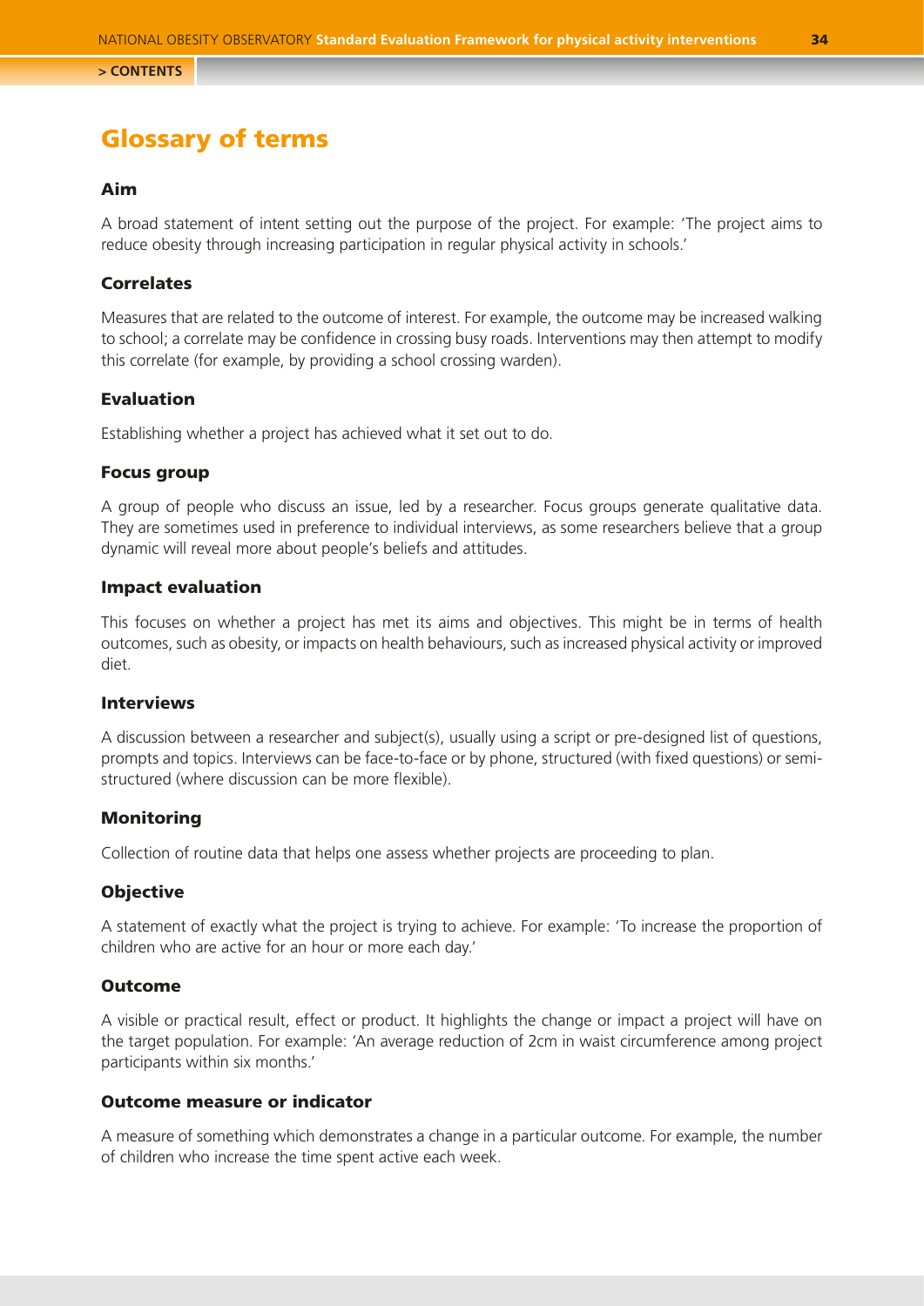# Glossary of terms

### Aim

A broad statement of intent setting out the purpose of the project. For example: 'The project aims to reduce obesity through increasing participation in regular physical activity in schools.'

### Correlates

Measures that are related to the outcome of interest. For example, the outcome may be increased walking to school; a correlate may be confidence in crossing busy roads. Interventions may then attempt to modify this correlate (for example, by providing a school crossing warden).

### Evaluation

Establishing whether a project has achieved what it set out to do.

### Focus group

A group of people who discuss an issue, led by a researcher. Focus groups generate qualitative data. They are sometimes used in preference to individual interviews, as some researchers believe that a group dynamic will reveal more about people's beliefs and attitudes.

### Impact evaluation

This focuses on whether a project has met its aims and objectives. This might be in terms of health outcomes, such as obesity, or impacts on health behaviours, such as increased physical activity or improved diet.

### Interviews

A discussion between a researcher and subject(s), usually using a script or pre-designed list of questions, prompts and topics. Interviews can be face-to-face or by phone, structured (with fixed questions) or semi-structured (where discussion can be more flexible).

### Monitoring

Collection of routine data that helps one assess whether projects are proceeding to plan.

### Objective

A statement of exactly what the project is trying to achieve. For example: 'To increase the proportion of children who are active for an hour or more each day.'

### Outcome

A visible or practical result, effect or product. It highlights the change or impact a project will have on the target population. For example: 'An average reduction of 2cm in waist circumference among project participants within six months.'

### Outcome measure or indicator

A measure of something which demonstrates a change in a particular outcome. For example, the number of children who increase the time spent active each week.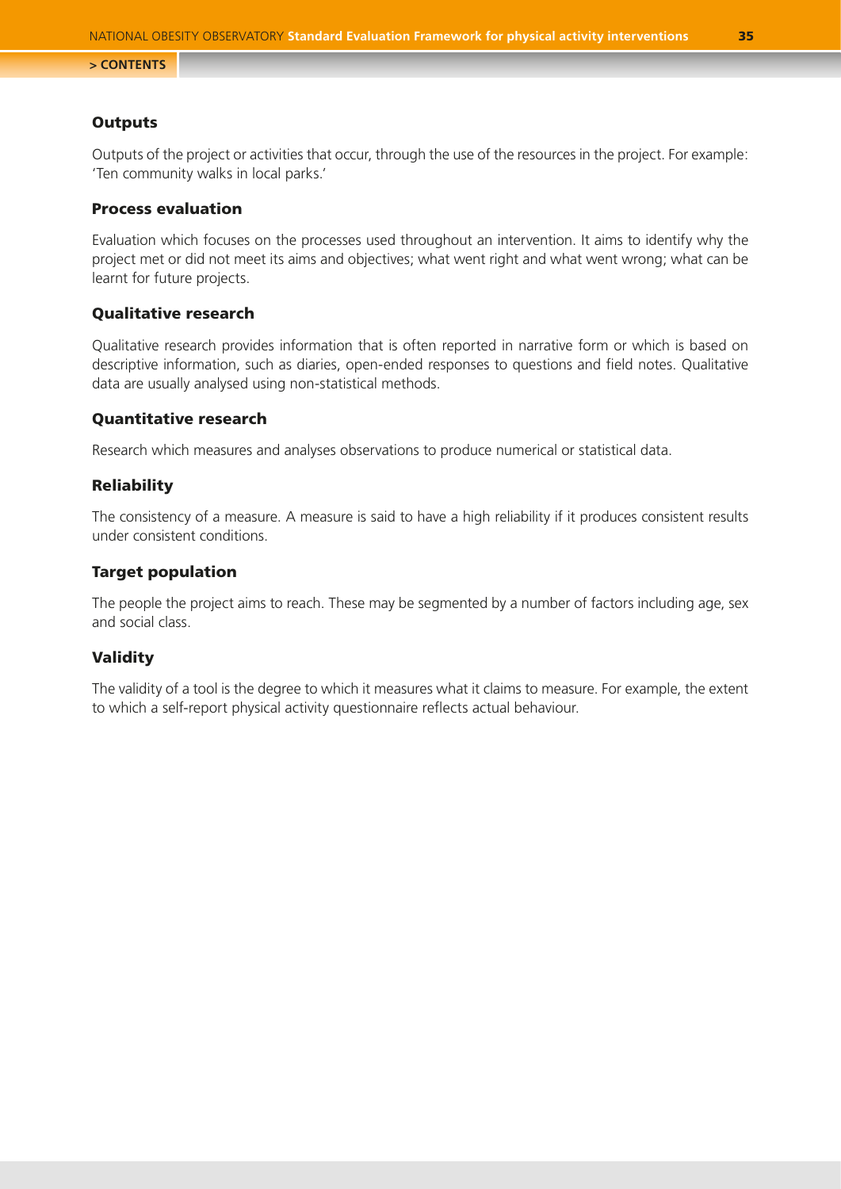### Outputs

Outputs of the project or activities that occur, through the use of the resources in the project. For example: 'Ten community walks in local parks.'

### Process evaluation

Evaluation which focuses on the processes used throughout an intervention. It aims to identify why the project met or did not meet its aims and objectives; what went right and what went wrong; what can be learnt for future projects.

### Qualitative research

Qualitative research provides information that is often reported in narrative form or which is based on descriptive information, such as diaries, open-ended responses to questions and field notes. Qualitative data are usually analysed using non-statistical methods.

### Quantitative research

Research which measures and analyses observations to produce numerical or statistical data.

### Reliability

The consistency of a measure. A measure is said to have a high reliability if it produces consistent results under consistent conditions.

### Target population

The people the project aims to reach. These may be segmented by a number of factors including age, sex and social class.

### Validity

The validity of a tool is the degree to which it measures what it claims to measure. For example, the extent to which a self-report physical activity questionnaire reflects actual behaviour.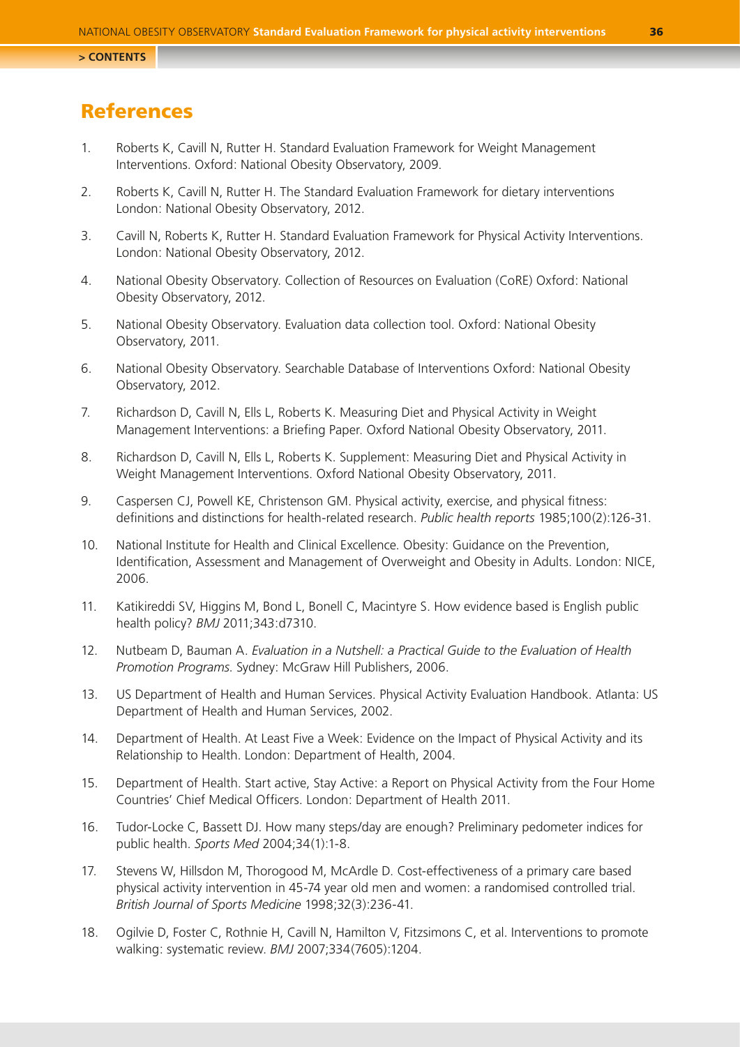## References

1. Roberts K, Cavill N, Rutter H. Standard Evaluation Framework for Weight Management Interventions. Oxford: National Obesity Observatory, 2009.

2. Roberts K, Cavill N, Rutter H. The Standard Evaluation Framework for dietary interventions London: National Obesity Observatory, 2012.

3. Cavill N, Roberts K, Rutter H. Standard Evaluation Framework for Physical Activity Interventions. London: National Obesity Observatory, 2012.

4. National Obesity Observatory. Collection of Resources on Evaluation (CoRE) Oxford: National Obesity Observatory, 2012.

5. National Obesity Observatory. Evaluation data collection tool. Oxford: National Obesity Observatory, 2011.

6. National Obesity Observatory. Searchable Database of Interventions Oxford: National Obesity Observatory, 2012.

7. Richardson D, Cavill N, Ells L, Roberts K. Measuring Diet and Physical Activity in Weight Management Interventions: a Briefing Paper. Oxford National Obesity Observatory, 2011.

8. Richardson D, Cavill N, Ells L, Roberts K. Supplement: Measuring Diet and Physical Activity in Weight Management Interventions. Oxford National Obesity Observatory, 2011.

9. Caspersen CJ, Powell KE, Christenson GM. Physical activity, exercise, and physical fitness: definitions and distinctions for health-related research. *Public health reports* 1985;100(2):126-31.

10. National Institute for Health and Clinical Excellence. Obesity: Guidance on the Prevention, Identification, Assessment and Management of Overweight and Obesity in Adults. London: NICE, 2006.

11. Katikireddi SV, Higgins M, Bond L, Bonell C, Macintyre S. How evidence based is English public health policy? *BMJ* 2011;343:d7310.

12. Nutbeam D, Bauman A. *Evaluation in a Nutshell: a Practical Guide to the Evaluation of Health Promotion Programs*. Sydney: McGraw Hill Publishers, 2006.

13. US Department of Health and Human Services. Physical Activity Evaluation Handbook. Atlanta: US Department of Health and Human Services, 2002.

14. Department of Health. At Least Five a Week: Evidence on the Impact of Physical Activity and its Relationship to Health. London: Department of Health, 2004.

15. Department of Health. Start active, Stay Active: a Report on Physical Activity from the Four Home Countries' Chief Medical Officers. London: Department of Health 2011.

16. Tudor-Locke C, Bassett DJ. How many steps/day are enough? Preliminary pedometer indices for public health. *Sports Med* 2004;34(1):1-8.

17. Stevens W, Hillsdon M, Thorogood M, McArdle D. Cost-effectiveness of a primary care based physical activity intervention in 45-74 year old men and women: a randomised controlled trial. *British Journal of Sports Medicine* 1998;32(3):236-41.

18. Ogilvie D, Foster C, Rothnie H, Cavill N, Hamilton V, Fitzsimons C, et al. Interventions to promote walking: systematic review. *BMJ* 2007;334(7605):1204.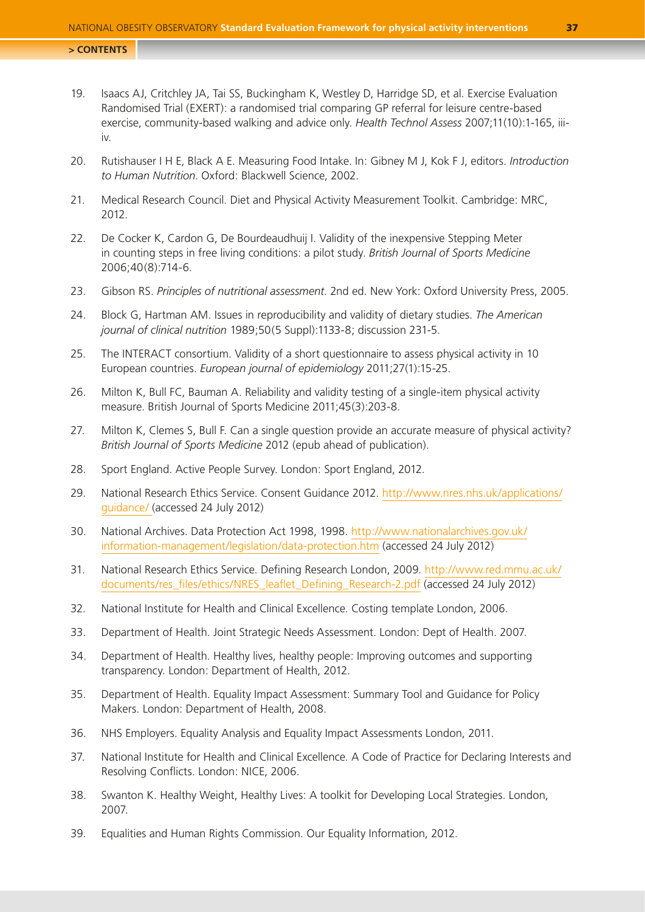19. Isaacs AJ, Critchley JA, Tai SS, Buckingham K, Westley D, Harridge SD, et al. Exercise Evaluation Randomised Trial (EXERT): a randomised trial comparing GP referral for leisure centre-based exercise, community-based walking and advice only. *Health Technol Assess* 2007;11(10):1-165, iii-iv.

20. Rutishauser I H E, Black A E. Measuring Food Intake. In: Gibney M J, Kok F J, editors. *Introduction to Human Nutrition*. Oxford: Blackwell Science, 2002.

21. Medical Research Council. Diet and Physical Activity Measurement Toolkit. Cambridge: MRC, 2012.

22. De Cocker K, Cardon G, De Bourdeaudhuij I. Validity of the inexpensive Stepping Meter in counting steps in free living conditions: a pilot study. *British Journal of Sports Medicine* 2006;40(8):714-6.

23. Gibson RS. *Principles of nutritional assessment*. 2nd ed. New York: Oxford University Press, 2005.

24. Block G, Hartman AM. Issues in reproducibility and validity of dietary studies. *The American journal of clinical nutrition* 1989;50(5 Suppl):1133-8; discussion 231-5.

25. The INTERACT consortium. Validity of a short questionnaire to assess physical activity in 10 European countries. *European journal of epidemiology* 2011;27(1):15-25.

26. Milton K, Bull FC, Bauman A. Reliability and validity testing of a single-item physical activity measure. British Journal of Sports Medicine 2011;45(3):203-8.

27. Milton K, Clemes S, Bull F. Can a single question provide an accurate measure of physical activity? *British Journal of Sports Medicine* 2012 (epub ahead of publication).

28. Sport England. Active People Survey. London: Sport England, 2012.

29. National Research Ethics Service. Consent Guidance 2012. http://www.nres.nhs.uk/applications/guidance/ (accessed 24 July 2012)

30. National Archives. Data Protection Act 1998, 1998. http://www.nationalarchives.gov.uk/information-management/legislation/data-protection.htm (accessed 24 July 2012)

31. National Research Ethics Service. Defining Research London, 2009. http://www.red.mmu.ac.uk/documents/res_files/ethics/NRES_leaflet_Defining_Research-2.pdf (accessed 24 July 2012)

32. National Institute for Health and Clinical Excellence. Costing template London, 2006.

33. Department of Health. Joint Strategic Needs Assessment. London: Dept of Health. 2007.

34. Department of Health. Healthy lives, healthy people: Improving outcomes and supporting transparency. London: Department of Health, 2012.

35. Department of Health. Equality Impact Assessment: Summary Tool and Guidance for Policy Makers. London: Department of Health, 2008.

36. NHS Employers. Equality Analysis and Equality Impact Assessments London, 2011.

37. National Institute for Health and Clinical Excellence. A Code of Practice for Declaring Interests and Resolving Conflicts. London: NICE, 2006.

38. Swanton K. Healthy Weight, Healthy Lives: A toolkit for Developing Local Strategies. London, 2007.

39. Equalities and Human Rights Commission. Our Equality Information, 2012.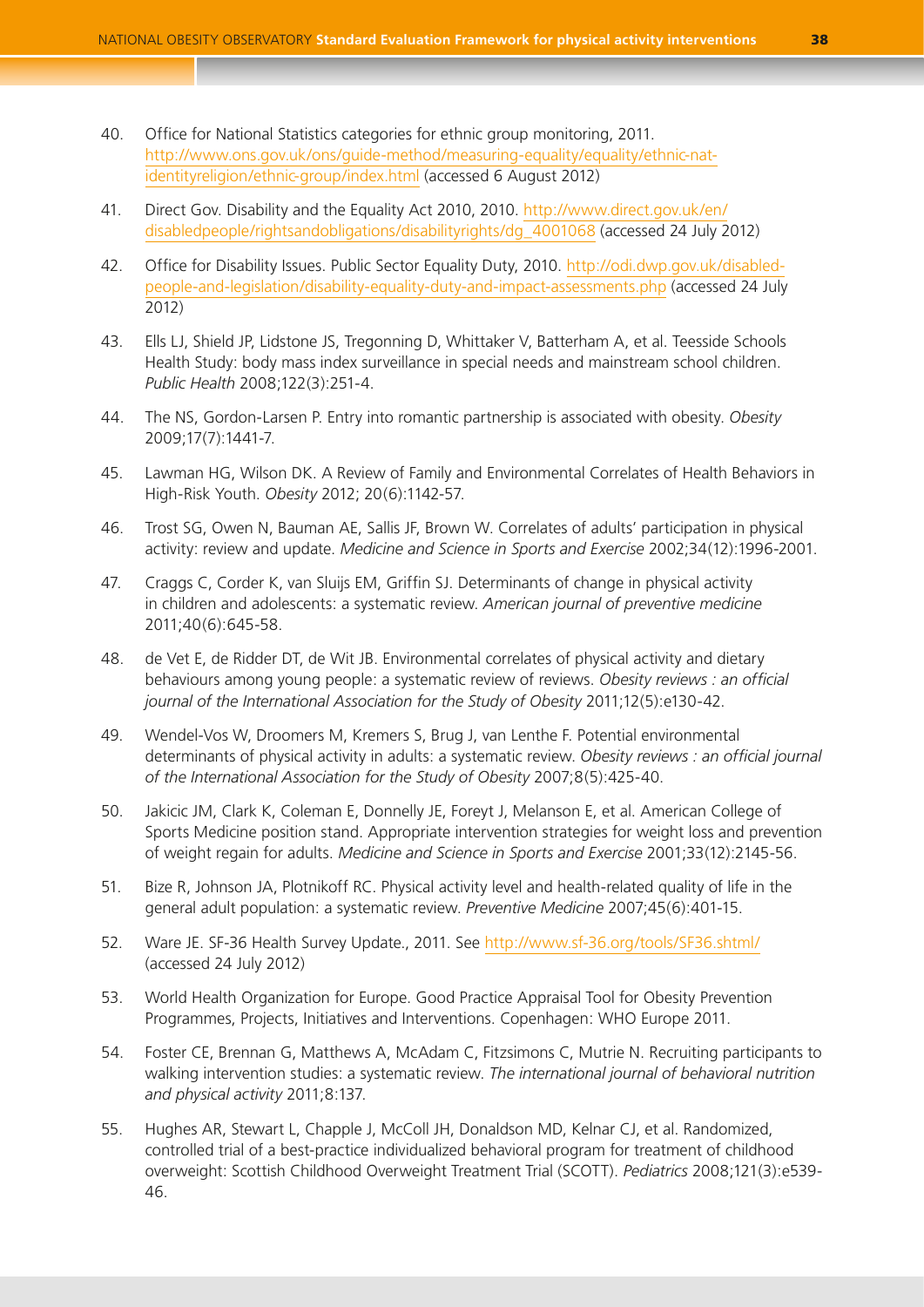40. Office for National Statistics categories for ethnic group monitoring, 2011. http://www.ons.gov.uk/ons/guide-method/measuring-equality/equality/ethnic-nat-identityreligion/ethnic-group/index.html (accessed 6 August 2012)

41. Direct Gov. Disability and the Equality Act 2010, 2010. http://www.direct.gov.uk/en/disabledpeople/rightsandobligations/disabilityrights/dg_4001068 (accessed 24 July 2012)

42. Office for Disability Issues. Public Sector Equality Duty, 2010. http://odi.dwp.gov.uk/disabled-people-and-legislation/disability-equality-duty-and-impact-assessments.php (accessed 24 July 2012)

43. Ells LJ, Shield JP, Lidstone JS, Tregonning D, Whittaker V, Batterham A, et al. Teesside Schools Health Study: body mass index surveillance in special needs and mainstream school children. *Public Health* 2008;122(3):251-4.

44. The NS, Gordon-Larsen P. Entry into romantic partnership is associated with obesity. *Obesity* 2009;17(7):1441-7.

45. Lawman HG, Wilson DK. A Review of Family and Environmental Correlates of Health Behaviors in High-Risk Youth. *Obesity* 2012; 20(6):1142-57.

46. Trost SG, Owen N, Bauman AE, Sallis JF, Brown W. Correlates of adults' participation in physical activity: review and update. *Medicine and Science in Sports and Exercise* 2002;34(12):1996-2001.

47. Craggs C, Corder K, van Sluijs EM, Griffin SJ. Determinants of change in physical activity in children and adolescents: a systematic review. *American journal of preventive medicine* 2011;40(6):645-58.

48. de Vet E, de Ridder DT, de Wit JB. Environmental correlates of physical activity and dietary behaviours among young people: a systematic review of reviews. *Obesity reviews : an official journal of the International Association for the Study of Obesity* 2011;12(5):e130-42.

49. Wendel-Vos W, Droomers M, Kremers S, Brug J, van Lenthe F. Potential environmental determinants of physical activity in adults: a systematic review. *Obesity reviews : an official journal of the International Association for the Study of Obesity* 2007;8(5):425-40.

50. Jakicic JM, Clark K, Coleman E, Donnelly JE, Foreyt J, Melanson E, et al. American College of Sports Medicine position stand. Appropriate intervention strategies for weight loss and prevention of weight regain for adults. *Medicine and Science in Sports and Exercise* 2001;33(12):2145-56.

51. Bize R, Johnson JA, Plotnikoff RC. Physical activity level and health-related quality of life in the general adult population: a systematic review. *Preventive Medicine* 2007;45(6):401-15.

52. Ware JE. SF-36 Health Survey Update., 2011. See http://www.sf-36.org/tools/SF36.shtml/ (accessed 24 July 2012)

53. World Health Organization for Europe. Good Practice Appraisal Tool for Obesity Prevention Programmes, Projects, Initiatives and Interventions. Copenhagen: WHO Europe 2011.

54. Foster CE, Brennan G, Matthews A, McAdam C, Fitzsimons C, Mutrie N. Recruiting participants to walking intervention studies: a systematic review. *The international journal of behavioral nutrition and physical activity* 2011;8:137.

55. Hughes AR, Stewart L, Chapple J, McColl JH, Donaldson MD, Kelnar CJ, et al. Randomized, controlled trial of a best-practice individualized behavioral program for treatment of childhood overweight: Scottish Childhood Overweight Treatment Trial (SCOTT). *Pediatrics* 2008;121(3):e539-46.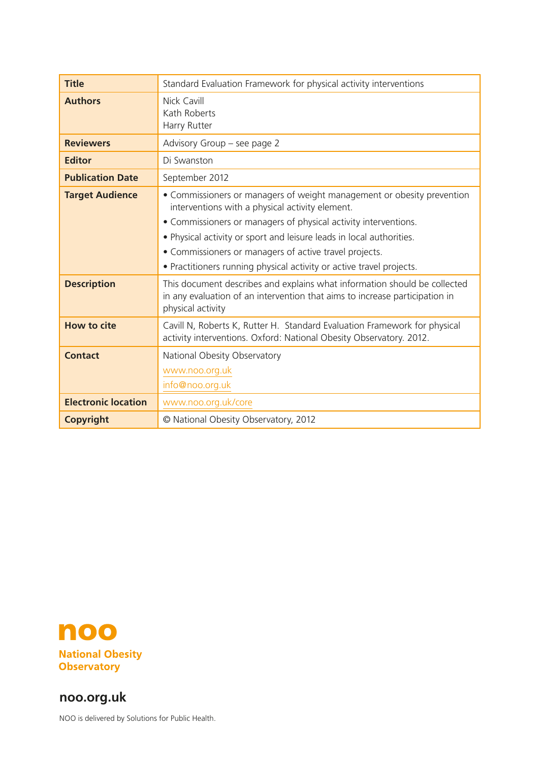| | |
|---|---|
| **Title** | Standard Evaluation Framework for physical activity interventions |
| **Authors** | Nick Cavill<br>Kath Roberts<br>Harry Rutter |
| **Reviewers** | Advisory Group – see page 2 |
| **Editor** | Di Swanston |
| **Publication Date** | September 2012 |
| **Target Audience** | • Commissioners or managers of weight management or obesity prevention interventions with a physical activity element.<br>• Commissioners or managers of physical activity interventions.<br>• Physical activity or sport and leisure leads in local authorities.<br>• Commissioners or managers of active travel projects.<br>• Practitioners running physical activity or active travel projects. |
| **Description** | This document describes and explains what information should be collected in any evaluation of an intervention that aims to increase participation in physical activity |
| **How to cite** | Cavill N, Roberts K, Rutter H. Standard Evaluation Framework for physical activity interventions. Oxford: National Obesity Observatory. 2012. |
| **Contact** | National Obesity Observatory<br>www.noo.org.uk<br>info@noo.org.uk |
| **Electronic location** | www.noo.org.uk/core |
| **Copyright** | © National Obesity Observatory, 2012 |

noo

National Obesity Observatory

**noo.org.uk**

NOO is delivered by Solutions for Public Health.